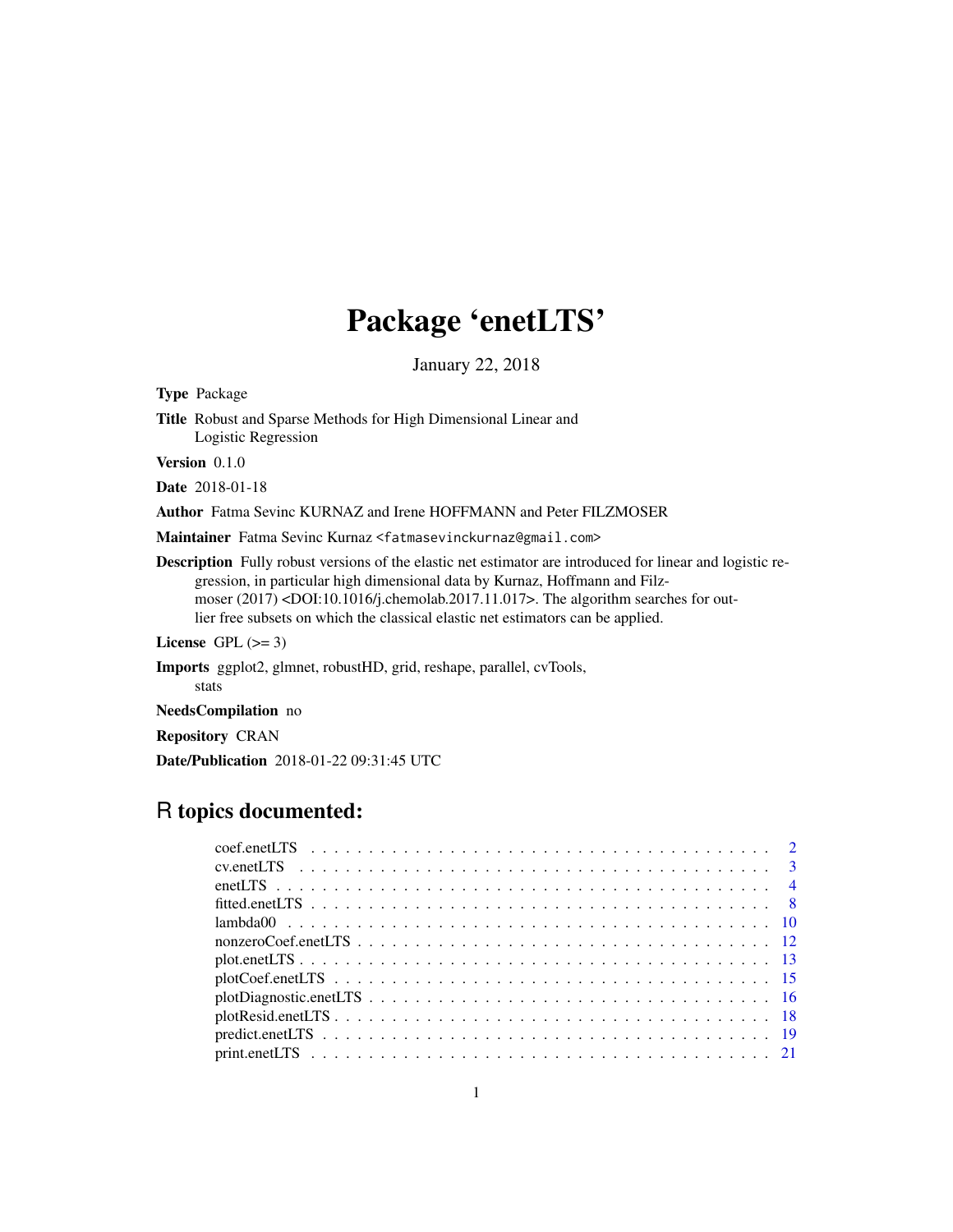# Package 'enetLTS'

January 22, 2018

**Type** Package

**Title** Robust and Sparse Methods for High Dimensional Linear and Logistic Regression

**Version** 0.1.0

**Date** 2018-01-18

**Author** Fatma Sevinc KURNAZ and Irene HOFFMANN and Peter FILZMOSER

**Maintainer** Fatma Sevinc Kurnaz <fatmasevinckurnaz@gmail.com>

**Description** Fully robust versions of the elastic net estimator are introduced for linear and logistic regression, in particular high dimensional data by Kurnaz, Hoffmann and Filzmoser (2017) <DOI:10.1016/j.chemolab.2017.11.017>. The algorithm searches for outlier free subsets on which the classical elastic net estimators can be applied.

**License** GPL (>= 3)

**Imports** ggplot2, glmnet, robustHD, grid, reshape, parallel, cvTools, stats

**NeedsCompilation** no

**Repository** CRAN

**Date/Publication** 2018-01-22 09:31:45 UTC

## R topics documented:

| | |
|---|---|
| coef.enetLTS | 2 |
| cv.enetLTS | 3 |
| enetLTS | 4 |
| fitted.enetLTS | 8 |
| lambda00 | 10 |
| nonzeroCoef.enetLTS | 12 |
| plot.enetLTS | 13 |
| plotCoef.enetLTS | 15 |
| plotDiagnostic.enetLTS | 16 |
| plotResid.enetLTS | 18 |
| predict.enetLTS | 19 |
| print.enetLTS | 21 |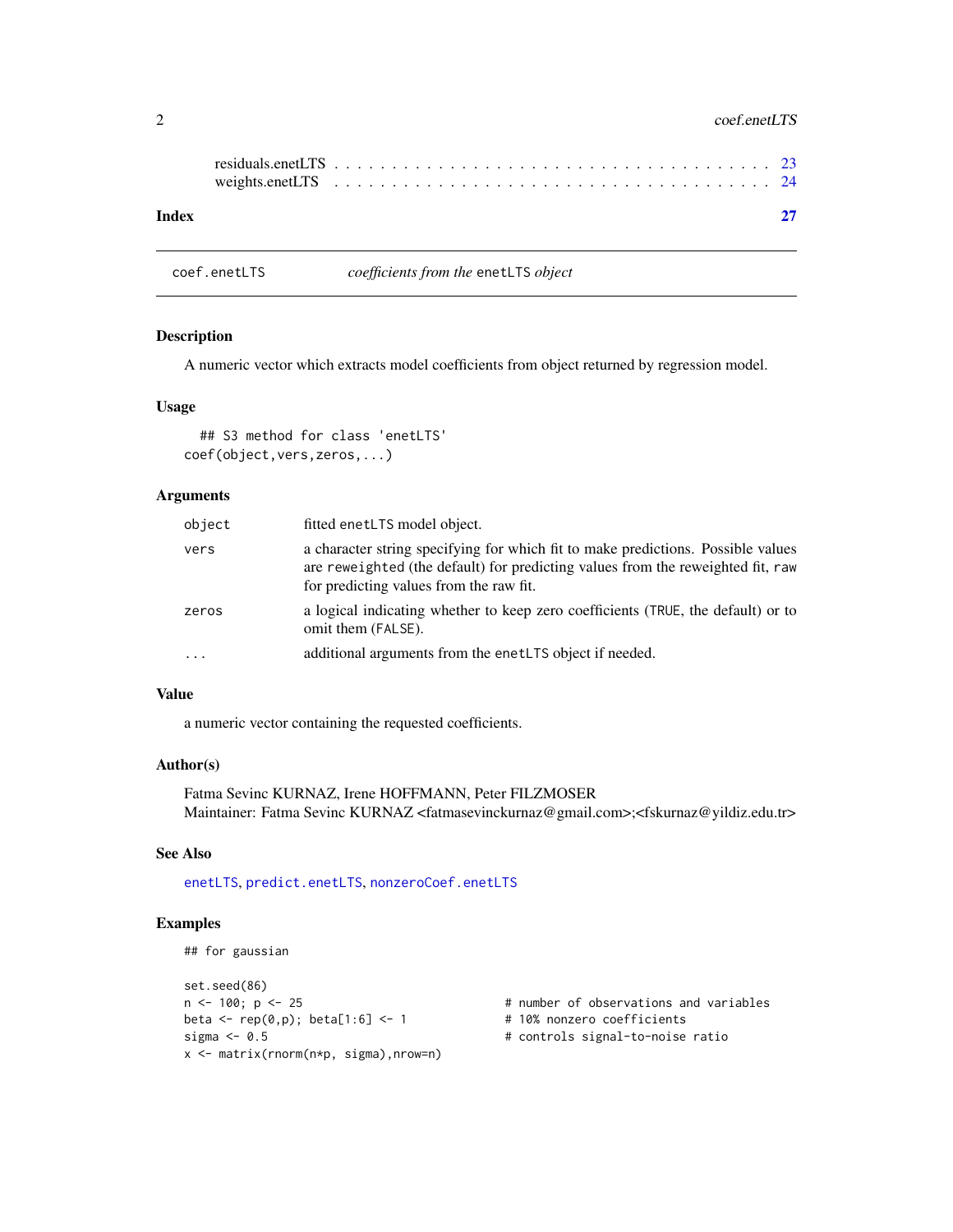residuals.enetLTS . . . . . . . . . . . . . . . . . . . . . . . . . . . . . . . . . . . 23
weights.enetLTS . . . . . . . . . . . . . . . . . . . . . . . . . . . . . . . . . . . 24

**Index** **27**

---

## coef.enetLTS *coefficients from the* enetLTS *object*

### Description

A numeric vector which extracts model coefficients from object returned by regression model.

### Usage

```
  ## S3 method for class 'enetLTS'
coef(object,vers,zeros,...)
```

### Arguments

| | |
|---|---|
| object | fitted enetLTS model object. |
| vers | a character string specifying for which fit to make predictions. Possible values are reweighted (the default) for predicting values from the reweighted fit, raw for predicting values from the raw fit. |
| zeros | a logical indicating whether to keep zero coefficients (TRUE, the default) or to omit them (FALSE). |
| ... | additional arguments from the enetLTS object if needed. |

### Value

a numeric vector containing the requested coefficients.

### Author(s)

Fatma Sevinc KURNAZ, Irene HOFFMANN, Peter FILZMOSER
Maintainer: Fatma Sevinc KURNAZ <fatmasevinckurnaz@gmail.com>;<fskurnaz@yildiz.edu.tr>

### See Also

enetLTS, predict.enetLTS, nonzeroCoef.enetLTS

### Examples

```
## for gaussian

set.seed(86)
n <- 100; p <- 25                             # number of observations and variables
beta <- rep(0,p); beta[1:6] <- 1              # 10% nonzero coefficients
sigma <- 0.5                                  # controls signal-to-noise ratio
x <- matrix(rnorm(n*p, sigma),nrow=n)
```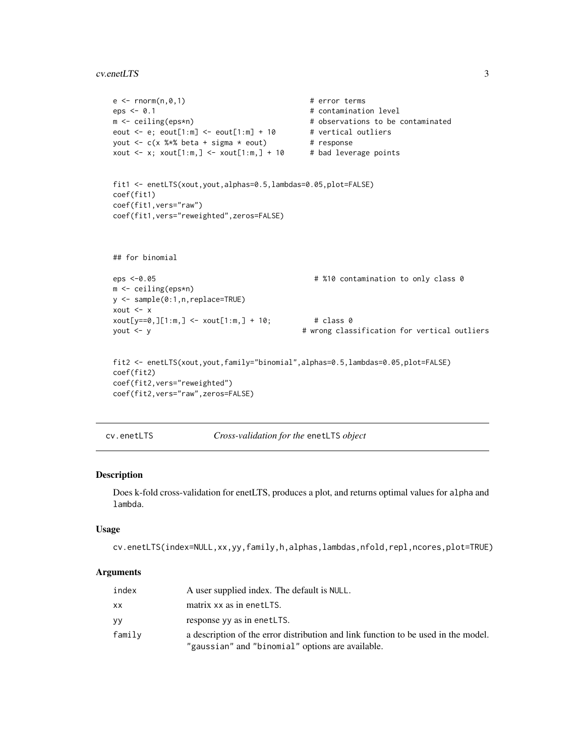```
e <- rnorm(n,0,1)                              # error terms
eps <- 0.1                                     # contamination level
m <- ceiling(eps*n)                            # observations to be contaminated
eout <- e; eout[1:m] <- eout[1:m] + 10         # vertical outliers
yout <- c(x %*% beta + sigma * eout)           # response
xout <- x; xout[1:m,] <- xout[1:m,] + 10       # bad leverage points


fit1 <- enetLTS(xout,yout,alphas=0.5,lambdas=0.05,plot=FALSE)
coef(fit1)
coef(fit1,vers="raw")
coef(fit1,vers="reweighted",zeros=FALSE)



## for binomial

eps <-0.05                                      # %10 contamination to only class 0
m <- ceiling(eps*n)
y <- sample(0:1,n,replace=TRUE)
xout <- x
xout[y==0,][1:m,] <- xout[1:m,] + 10;           # class 0
yout <- y                                     # wrong classification for vertical outliers


fit2 <- enetLTS(xout,yout,family="binomial",alphas=0.5,lambdas=0.05,plot=FALSE)
coef(fit2)
coef(fit2,vers="reweighted")
coef(fit2,vers="raw",zeros=FALSE)
```

---

## cv.enetLTS — *Cross-validation for the* enetLTS *object*

### Description

Does k-fold cross-validation for enetLTS, produces a plot, and returns optimal values for alpha and lambda.

### Usage

```
cv.enetLTS(index=NULL,xx,yy,family,h,alphas,lambdas,nfold,repl,ncores,plot=TRUE)
```

### Arguments

| | |
|---|---|
| index | A user supplied index. The default is NULL. |
| xx | matrix xx as in enetLTS. |
| yy | response yy as in enetLTS. |
| family | a description of the error distribution and link function to be used in the model. "gaussian" and "binomial" options are available. |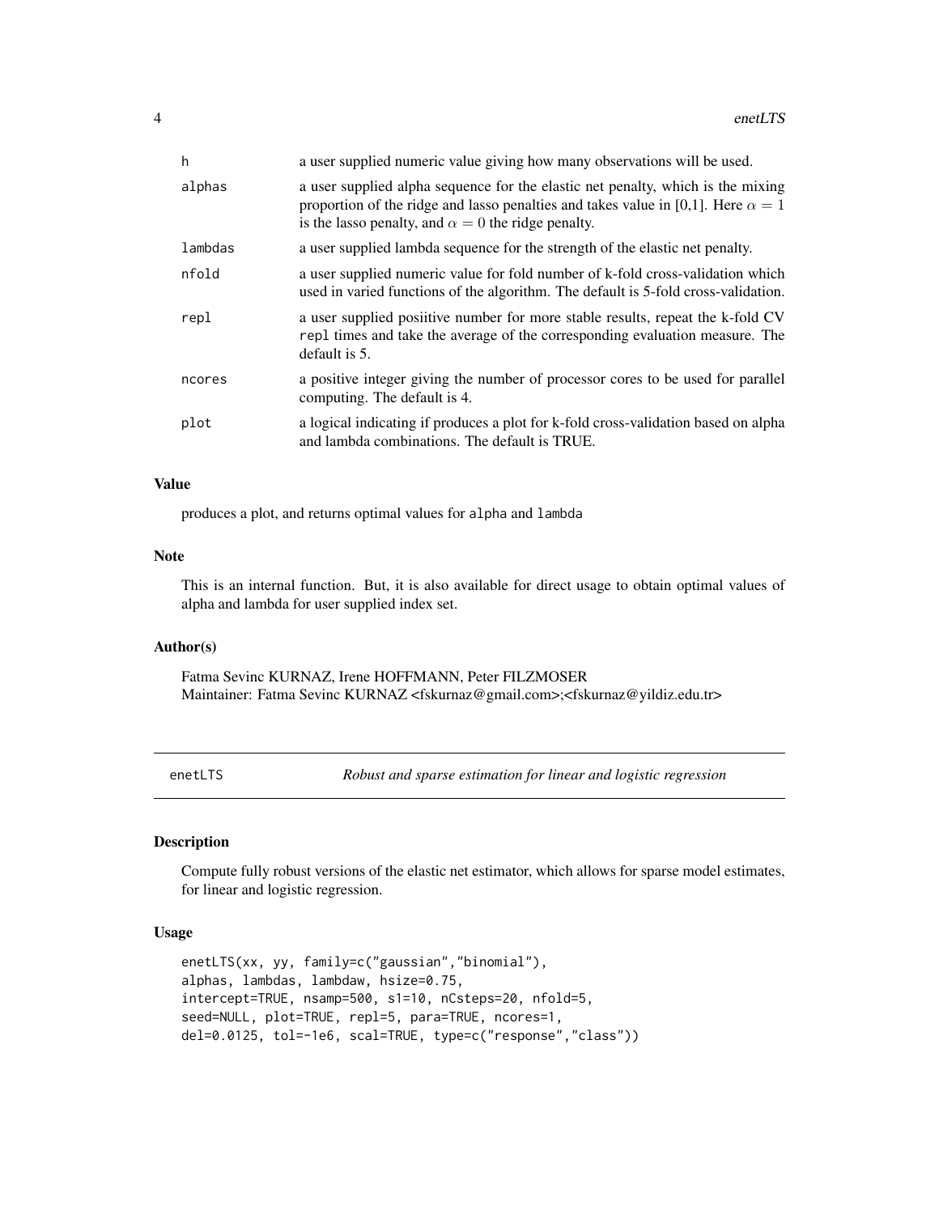| | |
|---|---|
| h | a user supplied numeric value giving how many observations will be used. |
| alphas | a user supplied alpha sequence for the elastic net penalty, which is the mixing proportion of the ridge and lasso penalties and takes value in [0,1]. Here $\alpha = 1$ is the lasso penalty, and $\alpha = 0$ the ridge penalty. |
| lambdas | a user supplied lambda sequence for the strength of the elastic net penalty. |
| nfold | a user supplied numeric value for fold number of k-fold cross-validation which used in varied functions of the algorithm. The default is 5-fold cross-validation. |
| repl | a user supplied posiitive number for more stable results, repeat the k-fold CV repl times and take the average of the corresponding evaluation measure. The default is 5. |
| ncores | a positive integer giving the number of processor cores to be used for parallel computing. The default is 4. |
| plot | a logical indicating if produces a plot for k-fold cross-validation based on alpha and lambda combinations. The default is TRUE. |

### Value

produces a plot, and returns optimal values for alpha and lambda

### Note

This is an internal function. But, it is also available for direct usage to obtain optimal values of alpha and lambda for user supplied index set.

### Author(s)

Fatma Sevinc KURNAZ, Irene HOFFMANN, Peter FILZMOSER
Maintainer: Fatma Sevinc KURNAZ <fskurnaz@gmail.com>;<fskurnaz@yildiz.edu.tr>

---

## enetLTS *Robust and sparse estimation for linear and logistic regression*

### Description

Compute fully robust versions of the elastic net estimator, which allows for sparse model estimates, for linear and logistic regression.

### Usage

```
enetLTS(xx, yy, family=c("gaussian","binomial"),
alphas, lambdas, lambdaw, hsize=0.75,
intercept=TRUE, nsamp=500, s1=10, nCsteps=20, nfold=5,
seed=NULL, plot=TRUE, repl=5, para=TRUE, ncores=1,
del=0.0125, tol=-1e6, scal=TRUE, type=c("response","class"))
```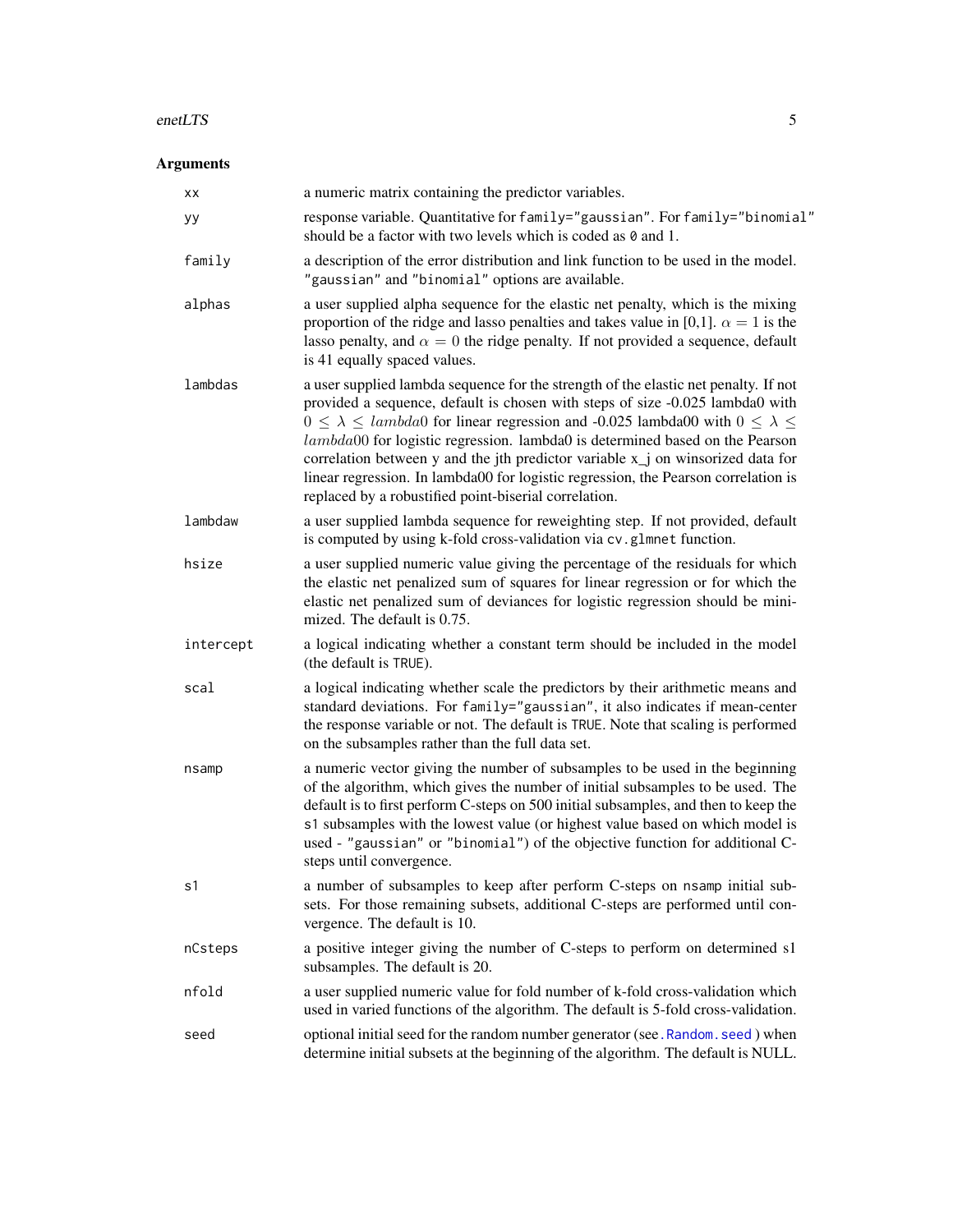## Arguments

| | |
|---|---|
| `xx` | a numeric matrix containing the predictor variables. |
| `yy` | response variable. Quantitative for `family="gaussian"`. For `family="binomial"` should be a factor with two levels which is coded as `0` and 1. |
| `family` | a description of the error distribution and link function to be used in the model. `"gaussian"` and `"binomial"` options are available. |
| `alphas` | a user supplied alpha sequence for the elastic net penalty, which is the mixing proportion of the ridge and lasso penalties and takes value in [0,1]. $\alpha = 1$ is the lasso penalty, and $\alpha = 0$ the ridge penalty. If not provided a sequence, default is 41 equally spaced values. |
| `lambdas` | a user supplied lambda sequence for the strength of the elastic net penalty. If not provided a sequence, default is chosen with steps of size -0.025 lambda0 with $0 \leq \lambda \leq lambda0$ for linear regression and -0.025 lambda00 with $0 \leq \lambda \leq lambda00$ for logistic regression. lambda0 is determined based on the Pearson correlation between y and the jth predictor variable x_j on winsorized data for linear regression. In lambda00 for logistic regression, the Pearson correlation is replaced by a robustified point-biserial correlation. |
| `lambdaw` | a user supplied lambda sequence for reweighting step. If not provided, default is computed by using k-fold cross-validation via `cv.glmnet` function. |
| `hsize` | a user supplied numeric value giving the percentage of the residuals for which the elastic net penalized sum of squares for linear regression or for which the elastic net penalized sum of deviances for logistic regression should be minimized. The default is 0.75. |
| `intercept` | a logical indicating whether a constant term should be included in the model (the default is `TRUE`). |
| `scal` | a logical indicating whether scale the predictors by their arithmetic means and standard deviations. For `family="gaussian"`, it also indicates if mean-center the response variable or not. The default is `TRUE`. Note that scaling is performed on the subsamples rather than the full data set. |
| `nsamp` | a numeric vector giving the number of subsamples to be used in the beginning of the algorithm, which gives the number of initial subsamples to be used. The default is to first perform C-steps on 500 initial subsamples, and then to keep the `s1` subsamples with the lowest value (or highest value based on which model is used - `"gaussian"` or `"binomial"`) of the objective function for additional C-steps until convergence. |
| `s1` | a number of subsamples to keep after perform C-steps on `nsamp` initial subsets. For those remaining subsets, additional C-steps are performed until convergence. The default is 10. |
| `nCsteps` | a positive integer giving the number of C-steps to perform on determined s1 subsamples. The default is 20. |
| `nfold` | a user supplied numeric value for fold number of k-fold cross-validation which used in varied functions of the algorithm. The default is 5-fold cross-validation. |
| `seed` | optional initial seed for the random number generator (see `.Random.seed`) when determine initial subsets at the beginning of the algorithm. The default is NULL. |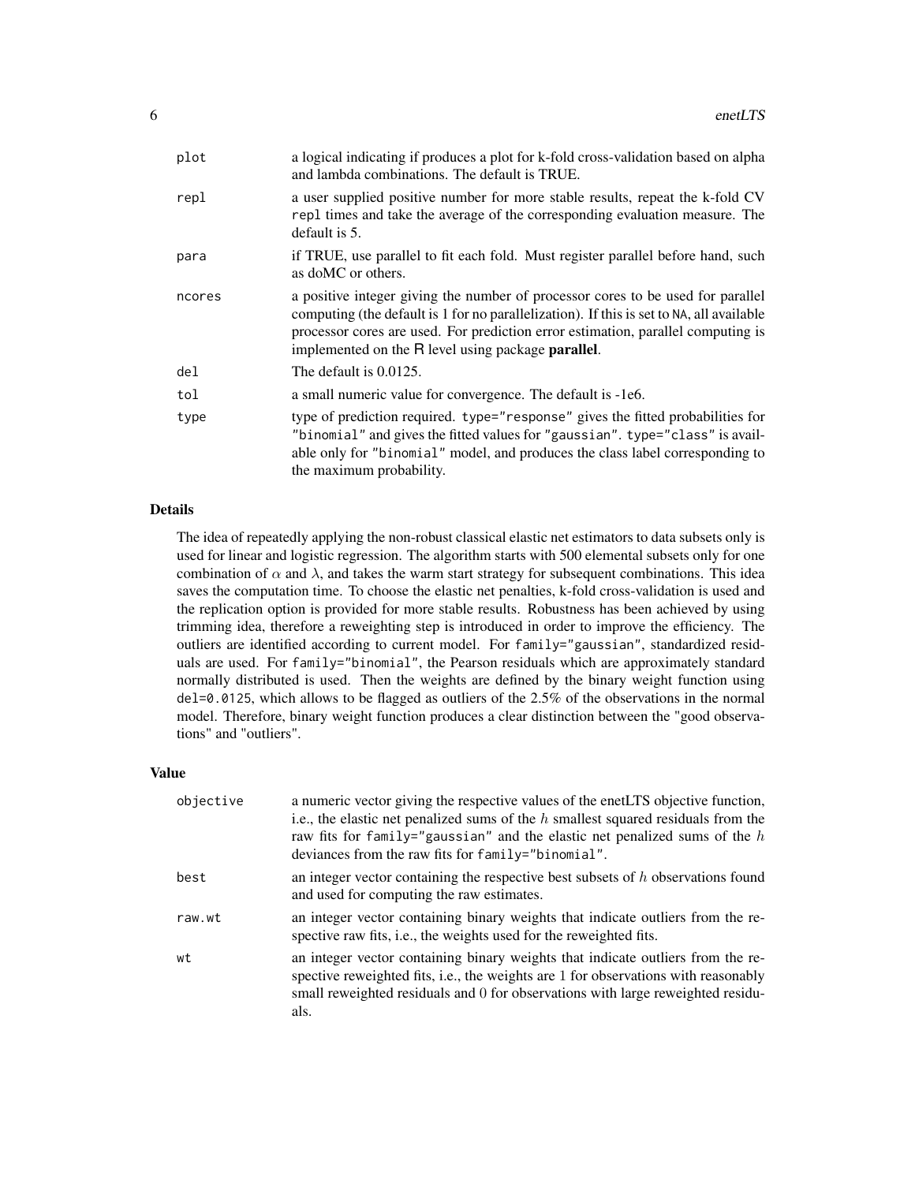| | |
|---|---|
| `plot` | a logical indicating if produces a plot for k-fold cross-validation based on alpha and lambda combinations. The default is TRUE. |
| `repl` | a user supplied positive number for more stable results, repeat the k-fold CV `repl` times and take the average of the corresponding evaluation measure. The default is 5. |
| `para` | if TRUE, use parallel to fit each fold. Must register parallel before hand, such as doMC or others. |
| `ncores` | a positive integer giving the number of processor cores to be used for parallel computing (the default is 1 for no parallelization). If this is set to `NA`, all available processor cores are used. For prediction error estimation, parallel computing is implemented on the R level using package **parallel**. |
| `del` | The default is 0.0125. |
| `tol` | a small numeric value for convergence. The default is -1e6. |
| `type` | type of prediction required. `type="response"` gives the fitted probabilities for `"binomial"` and gives the fitted values for `"gaussian"`. `type="class"` is available only for `"binomial"` model, and produces the class label corresponding to the maximum probability. |

### Details

The idea of repeatedly applying the non-robust classical elastic net estimators to data subsets only is used for linear and logistic regression. The algorithm starts with 500 elemental subsets only for one combination of $\alpha$ and $\lambda$, and takes the warm start strategy for subsequent combinations. This idea saves the computation time. To choose the elastic net penalties, k-fold cross-validation is used and the replication option is provided for more stable results. Robustness has been achieved by using trimming idea, therefore a reweighting step is introduced in order to improve the efficiency. The outliers are identified according to current model. For `family="gaussian"`, standardized residuals are used. For `family="binomial"`, the Pearson residuals which are approximately standard normally distributed is used. Then the weights are defined by the binary weight function using `del=0.0125`, which allows to be flagged as outliers of the 2.5% of the observations in the normal model. Therefore, binary weight function produces a clear distinction between the "good observations" and "outliers".

### Value

| | |
|---|---|
| `objective` | a numeric vector giving the respective values of the enetLTS objective function, i.e., the elastic net penalized sums of the $h$ smallest squared residuals from the raw fits for `family="gaussian"` and the elastic net penalized sums of the $h$ deviances from the raw fits for `family="binomial"`. |
| `best` | an integer vector containing the respective best subsets of $h$ observations found and used for computing the raw estimates. |
| `raw.wt` | an integer vector containing binary weights that indicate outliers from the respective raw fits, i.e., the weights used for the reweighted fits. |
| `wt` | an integer vector containing binary weights that indicate outliers from the respective reweighted fits, i.e., the weights are 1 for observations with reasonably small reweighted residuals and 0 for observations with large reweighted residuals. |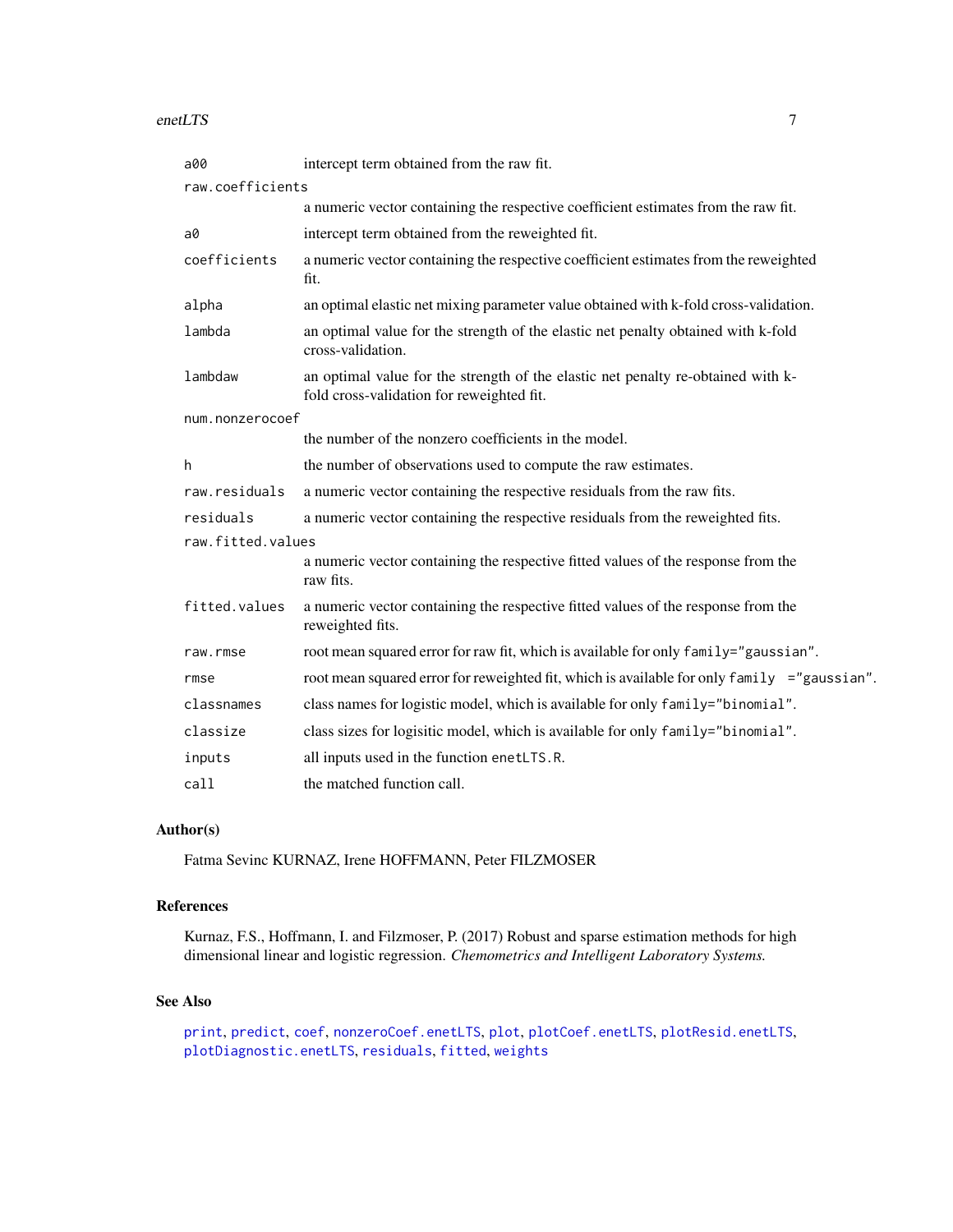| | |
|---|---|
| `a00` | intercept term obtained from the raw fit. |
| `raw.coefficients` | a numeric vector containing the respective coefficient estimates from the raw fit. |
| `a0` | intercept term obtained from the reweighted fit. |
| `coefficients` | a numeric vector containing the respective coefficient estimates from the reweighted fit. |
| `alpha` | an optimal elastic net mixing parameter value obtained with k-fold cross-validation. |
| `lambda` | an optimal value for the strength of the elastic net penalty obtained with k-fold cross-validation. |
| `lambdaw` | an optimal value for the strength of the elastic net penalty re-obtained with k-fold cross-validation for reweighted fit. |
| `num.nonzerocoef` | the number of the nonzero coefficients in the model. |
| `h` | the number of observations used to compute the raw estimates. |
| `raw.residuals` | a numeric vector containing the respective residuals from the raw fits. |
| `residuals` | a numeric vector containing the respective residuals from the reweighted fits. |
| `raw.fitted.values` | a numeric vector containing the respective fitted values of the response from the raw fits. |
| `fitted.values` | a numeric vector containing the respective fitted values of the response from the reweighted fits. |
| `raw.rmse` | root mean squared error for raw fit, which is available for only `family="gaussian"`. |
| `rmse` | root mean squared error for reweighted fit, which is available for only `family ="gaussian"`. |
| `classnames` | class names for logistic model, which is available for only `family="binomial"`. |
| `classize` | class sizes for logisitic model, which is available for only `family="binomial"`. |
| `inputs` | all inputs used in the function `enetLTS.R`. |
| `call` | the matched function call. |

## Author(s)

Fatma Sevinc KURNAZ, Irene HOFFMANN, Peter FILZMOSER

## References

Kurnaz, F.S., Hoffmann, I. and Filzmoser, P. (2017) Robust and sparse estimation methods for high dimensional linear and logistic regression. *Chemometrics and Intelligent Laboratory Systems.*

## See Also

`print`, `predict`, `coef`, `nonzeroCoef.enetLTS`, `plot`, `plotCoef.enetLTS`, `plotResid.enetLTS`, `plotDiagnostic.enetLTS`, `residuals`, `fitted`, `weights`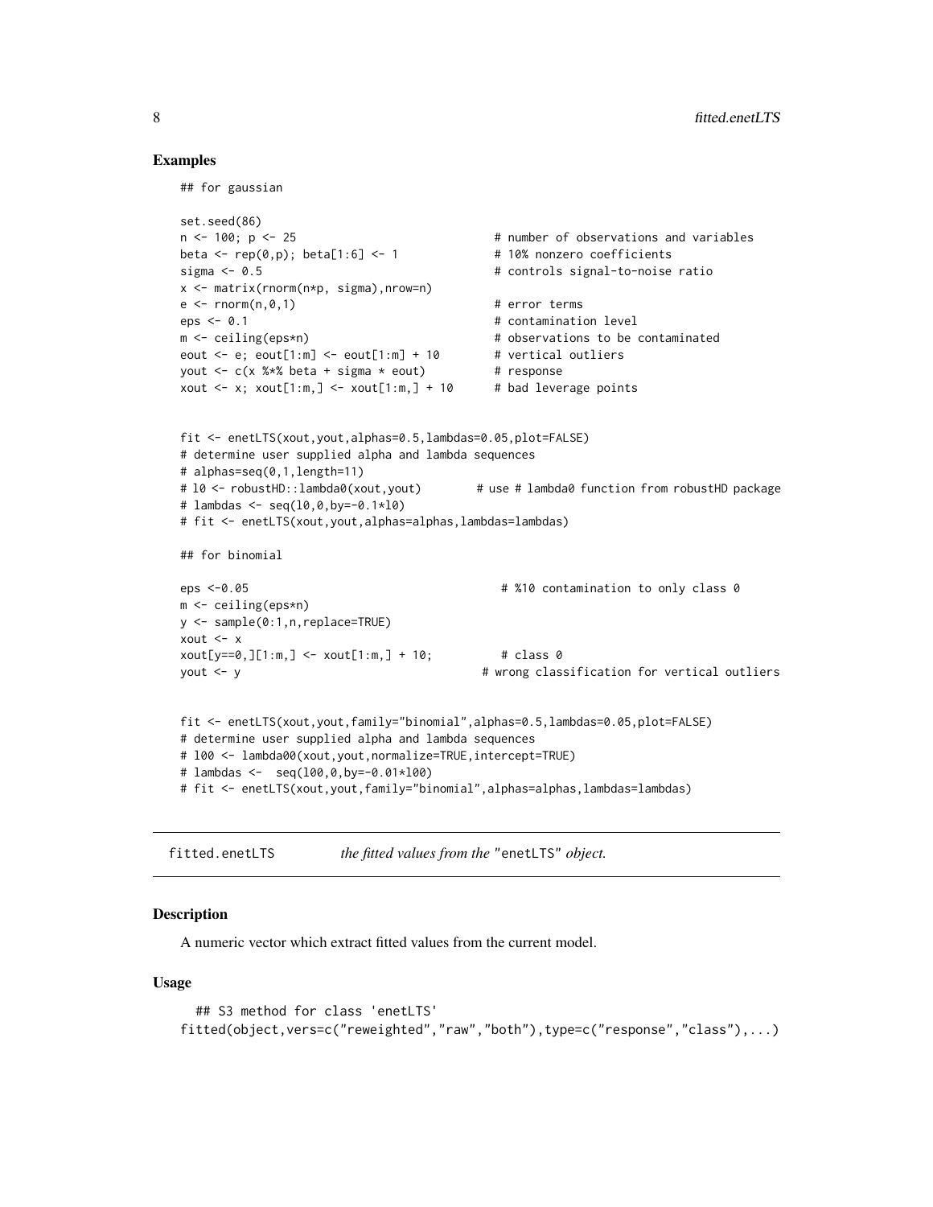### Examples

```
## for gaussian

set.seed(86)
n <- 100; p <- 25                               # number of observations and variables
beta <- rep(0,p); beta[1:6] <- 1                # 10% nonzero coefficients
sigma <- 0.5                                    # controls signal-to-noise ratio
x <- matrix(rnorm(n*p, sigma),nrow=n)
e <- rnorm(n,0,1)                               # error terms
eps <- 0.1                                      # contamination level
m <- ceiling(eps*n)                             # observations to be contaminated
eout <- e; eout[1:m] <- eout[1:m] + 10          # vertical outliers
yout <- c(x %*% beta + sigma * eout)            # response
xout <- x; xout[1:m,] <- xout[1:m,] + 10        # bad leverage points


fit <- enetLTS(xout,yout,alphas=0.5,lambdas=0.05,plot=FALSE)
# determine user supplied alpha and lambda sequences
# alphas=seq(0,1,length=11)
# l0 <- robustHD::lambda0(xout,yout)        # use # lambda0 function from robustHD package
# lambdas <- seq(l0,0,by=-0.1*l0)
# fit <- enetLTS(xout,yout,alphas=alphas,lambdas=lambdas)

## for binomial

eps <-0.05                                       # %10 contamination to only class 0
m <- ceiling(eps*n)
y <- sample(0:1,n,replace=TRUE)
xout <- x
xout[y==0,][1:m,] <- xout[1:m,] + 10;          # class 0
yout <- y                                     # wrong classification for vertical outliers


fit <- enetLTS(xout,yout,family="binomial",alphas=0.5,lambdas=0.05,plot=FALSE)
# determine user supplied alpha and lambda sequences
# l00 <- lambda00(xout,yout,normalize=TRUE,intercept=TRUE)
# lambdas <-  seq(l00,0,by=-0.01*l00)
# fit <- enetLTS(xout,yout,family="binomial",alphas=alphas,lambdas=lambdas)
```

---

## fitted.enetLTS — *the fitted values from the* "enetLTS" *object.*

### Description

A numeric vector which extract fitted values from the current model.

### Usage

```
  ## S3 method for class 'enetLTS'
fitted(object,vers=c("reweighted","raw","both"),type=c("response","class"),...)
```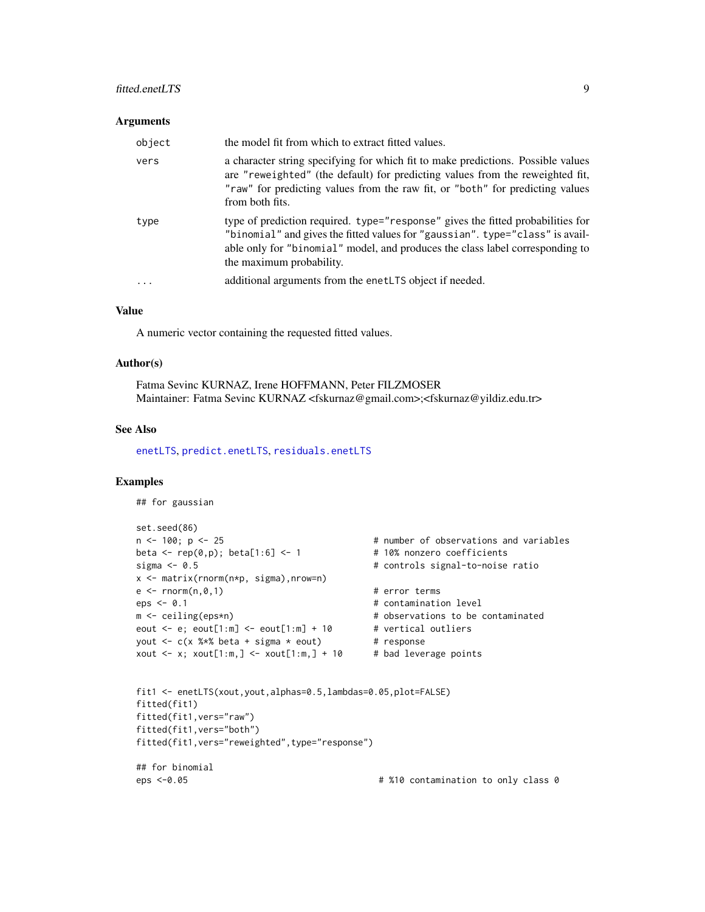### Arguments

| | |
|---|---|
| object | the model fit from which to extract fitted values. |
| vers | a character string specifying for which fit to make predictions. Possible values are "reweighted" (the default) for predicting values from the reweighted fit, "raw" for predicting values from the raw fit, or "both" for predicting values from both fits. |
| type | type of prediction required. type="response" gives the fitted probabilities for "binomial" and gives the fitted values for "gaussian". type="class" is available only for "binomial" model, and produces the class label corresponding to the maximum probability. |
| ... | additional arguments from the enetLTS object if needed. |

### Value

A numeric vector containing the requested fitted values.

### Author(s)

Fatma Sevinc KURNAZ, Irene HOFFMANN, Peter FILZMOSER
Maintainer: Fatma Sevinc KURNAZ <fskurnaz@gmail.com>;<fskurnaz@yildiz.edu.tr>

### See Also

enetLTS, predict.enetLTS, residuals.enetLTS

### Examples

```
## for gaussian

set.seed(86)
n <- 100; p <- 25                             # number of observations and variables
beta <- rep(0,p); beta[1:6] <- 1              # 10% nonzero coefficients
sigma <- 0.5                                  # controls signal-to-noise ratio
x <- matrix(rnorm(n*p, sigma),nrow=n)
e <- rnorm(n,0,1)                             # error terms
eps <- 0.1                                    # contamination level
m <- ceiling(eps*n)                           # observations to be contaminated
eout <- e; eout[1:m] <- eout[1:m] + 10        # vertical outliers
yout <- c(x %*% beta + sigma * eout)          # response
xout <- x; xout[1:m,] <- xout[1:m,] + 10      # bad leverage points


fit1 <- enetLTS(xout,yout,alphas=0.5,lambdas=0.05,plot=FALSE)
fitted(fit1)
fitted(fit1,vers="raw")
fitted(fit1,vers="both")
fitted(fit1,vers="reweighted",type="response")

## for binomial
eps <-0.05                                     # %10 contamination to only class 0
```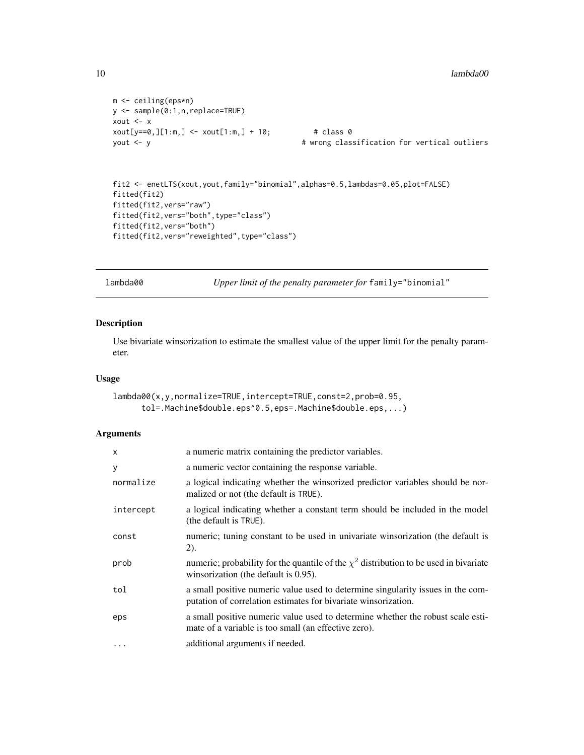```
m <- ceiling(eps*n)
y <- sample(0:1,n,replace=TRUE)
xout <- x
xout[y==0,][1:m,] <- xout[1:m,] + 10;          # class 0
yout <- y                                     # wrong classification for vertical outliers


fit2 <- enetLTS(xout,yout,family="binomial",alphas=0.5,lambdas=0.05,plot=FALSE)
fitted(fit2)
fitted(fit2,vers="raw")
fitted(fit2,vers="both",type="class")
fitted(fit2,vers="both")
fitted(fit2,vers="reweighted",type="class")
```

## lambda00 — *Upper limit of the penalty parameter for* family="binomial"

### Description

Use bivariate winsorization to estimate the smallest value of the upper limit for the penalty parameter.

### Usage

```
lambda00(x,y,normalize=TRUE,intercept=TRUE,const=2,prob=0.95,
      tol=.Machine$double.eps^0.5,eps=.Machine$double.eps,...)
```

### Arguments

| | |
|---|---|
| x | a numeric matrix containing the predictor variables. |
| y | a numeric vector containing the response variable. |
| normalize | a logical indicating whether the winsorized predictor variables should be normalized or not (the default is TRUE). |
| intercept | a logical indicating whether a constant term should be included in the model (the default is TRUE). |
| const | numeric; tuning constant to be used in univariate winsorization (the default is 2). |
| prob | numeric; probability for the quantile of the $\chi^2$ distribution to be used in bivariate winsorization (the default is 0.95). |
| tol | a small positive numeric value used to determine singularity issues in the computation of correlation estimates for bivariate winsorization. |
| eps | a small positive numeric value used to determine whether the robust scale estimate of a variable is too small (an effective zero). |
| ... | additional arguments if needed. |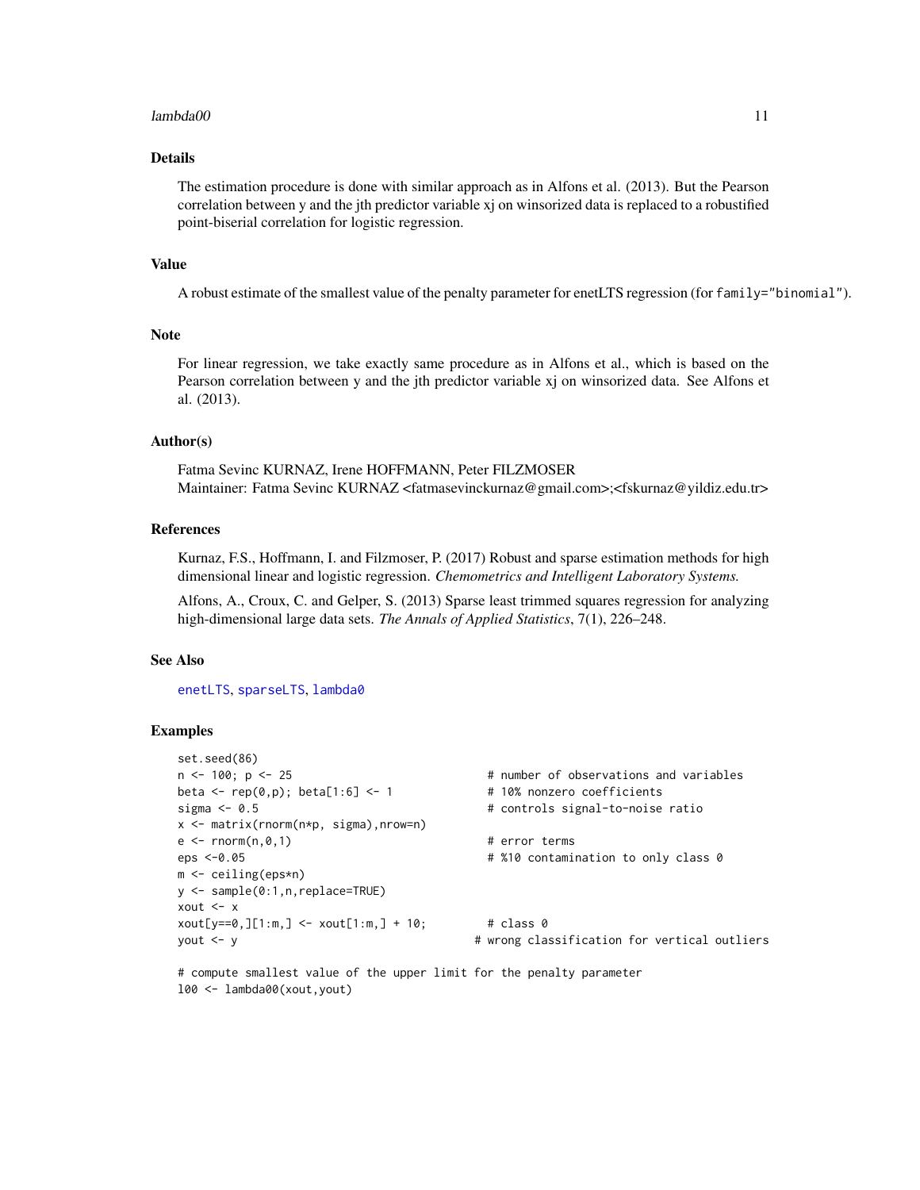## Details

The estimation procedure is done with similar approach as in Alfons et al. (2013). But the Pearson correlation between y and the jth predictor variable xj on winsorized data is replaced to a robustified point-biserial correlation for logistic regression.

## Value

A robust estimate of the smallest value of the penalty parameter for enetLTS regression (for `family="binomial"`).

## Note

For linear regression, we take exactly same procedure as in Alfons et al., which is based on the Pearson correlation between y and the jth predictor variable xj on winsorized data. See Alfons et al. (2013).

## Author(s)

Fatma Sevinc KURNAZ, Irene HOFFMANN, Peter FILZMOSER
Maintainer: Fatma Sevinc KURNAZ <fatmasevinckurnaz@gmail.com>;<fskurnaz@yildiz.edu.tr>

## References

Kurnaz, F.S., Hoffmann, I. and Filzmoser, P. (2017) Robust and sparse estimation methods for high dimensional linear and logistic regression. *Chemometrics and Intelligent Laboratory Systems.*

Alfons, A., Croux, C. and Gelper, S. (2013) Sparse least trimmed squares regression for analyzing high-dimensional large data sets. *The Annals of Applied Statistics*, 7(1), 226–248.

## See Also

`enetLTS`, `sparseLTS`, `lambda0`

## Examples

```
set.seed(86)
n <- 100; p <- 25                             # number of observations and variables
beta <- rep(0,p); beta[1:6] <- 1              # 10% nonzero coefficients
sigma <- 0.5                                  # controls signal-to-noise ratio
x <- matrix(rnorm(n*p, sigma),nrow=n)
e <- rnorm(n,0,1)                             # error terms
eps <-0.05                                    # %10 contamination to only class 0
m <- ceiling(eps*n)
y <- sample(0:1,n,replace=TRUE)
xout <- x
xout[y==0,][1:m,] <- xout[1:m,] + 10;         # class 0
yout <- y                                   # wrong classification for vertical outliers

# compute smallest value of the upper limit for the penalty parameter
l00 <- lambda00(xout,yout)
```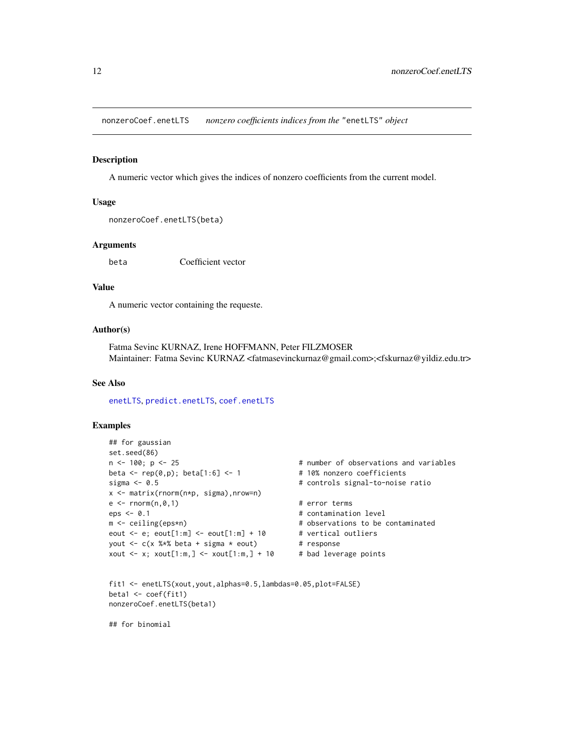nonzeroCoef.enetLTS *nonzero coefficients indices from the "enetLTS" object*

## Description

A numeric vector which gives the indices of nonzero coefficients from the current model.

## Usage

```
nonzeroCoef.enetLTS(beta)
```

## Arguments

| | |
|---|---|
| beta | Coefficient vector |

## Value

A numeric vector containing the requeste.

## Author(s)

Fatma Sevinc KURNAZ, Irene HOFFMANN, Peter FILZMOSER
Maintainer: Fatma Sevinc KURNAZ <fatmasevinckurnaz@gmail.com>;<fskurnaz@yildiz.edu.tr>

## See Also

enetLTS, predict.enetLTS, coef.enetLTS

## Examples

```
## for gaussian
set.seed(86)
n <- 100; p <- 25                          # number of observations and variables
beta <- rep(0,p); beta[1:6] <- 1           # 10% nonzero coefficients
sigma <- 0.5                               # controls signal-to-noise ratio
x <- matrix(rnorm(n*p, sigma),nrow=n)
e <- rnorm(n,0,1)                          # error terms
eps <- 0.1                                 # contamination level
m <- ceiling(eps*n)                        # observations to be contaminated
eout <- e; eout[1:m] <- eout[1:m] + 10     # vertical outliers
yout <- c(x %*% beta + sigma * eout)       # response
xout <- x; xout[1:m,] <- xout[1:m,] + 10   # bad leverage points


fit1 <- enetLTS(xout,yout,alphas=0.5,lambdas=0.05,plot=FALSE)
beta1 <- coef(fit1)
nonzeroCoef.enetLTS(beta1)

## for binomial
```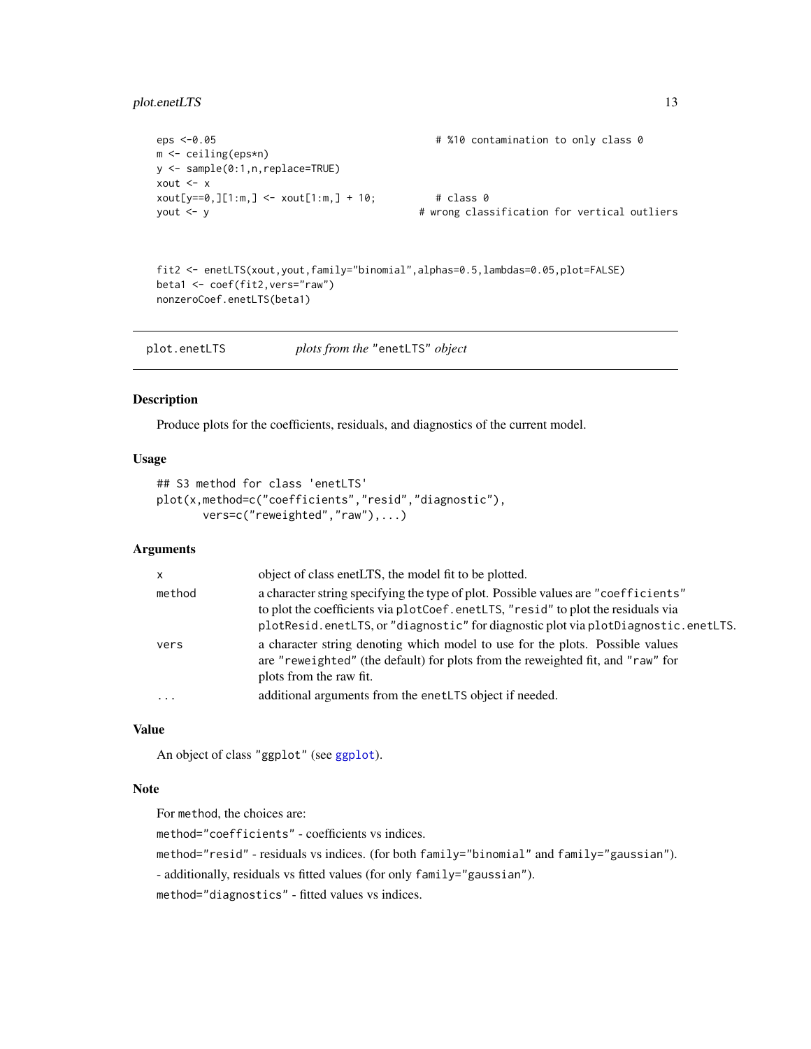```
eps <-0.05                                      # %10 contamination to only class 0
m <- ceiling(eps*n)
y <- sample(0:1,n,replace=TRUE)
xout <- x
xout[y==0,][1:m,] <- xout[1:m,] + 10;           # class 0
yout <- y                                    # wrong classification for vertical outliers


fit2 <- enetLTS(xout,yout,family="binomial",alphas=0.5,lambdas=0.05,plot=FALSE)
beta1 <- coef(fit2,vers="raw")
nonzeroCoef.enetLTS(beta1)
```

---

## plot.enetLTS — *plots from the* "enetLTS" *object*

---

### Description

Produce plots for the coefficients, residuals, and diagnostics of the current model.

### Usage

```
## S3 method for class 'enetLTS'
plot(x,method=c("coefficients","resid","diagnostic"),
       vers=c("reweighted","raw"),...)
```

### Arguments

| | |
|---|---|
| `x` | object of class enetLTS, the model fit to be plotted. |
| `method` | a character string specifying the type of plot. Possible values are `"coefficients"` to plot the coefficients via `plotCoef.enetLTS`, `"resid"` to plot the residuals via `plotResid.enetLTS`, or `"diagnostic"` for diagnostic plot via `plotDiagnostic.enetLTS`. |
| `vers` | a character string denoting which model to use for the plots. Possible values are `"reweighted"` (the default) for plots from the reweighted fit, and `"raw"` for plots from the raw fit. |
| `...` | additional arguments from the `enetLTS` object if needed. |

### Value

An object of class `"ggplot"` (see `ggplot`).

### Note

For `method`, the choices are:

`method="coefficients"` - coefficients vs indices.

`method="resid"` - residuals vs indices. (for both `family="binomial"` and `family="gaussian"`).

- additionally, residuals vs fitted values (for only `family="gaussian"`).

`method="diagnostics"` - fitted values vs indices.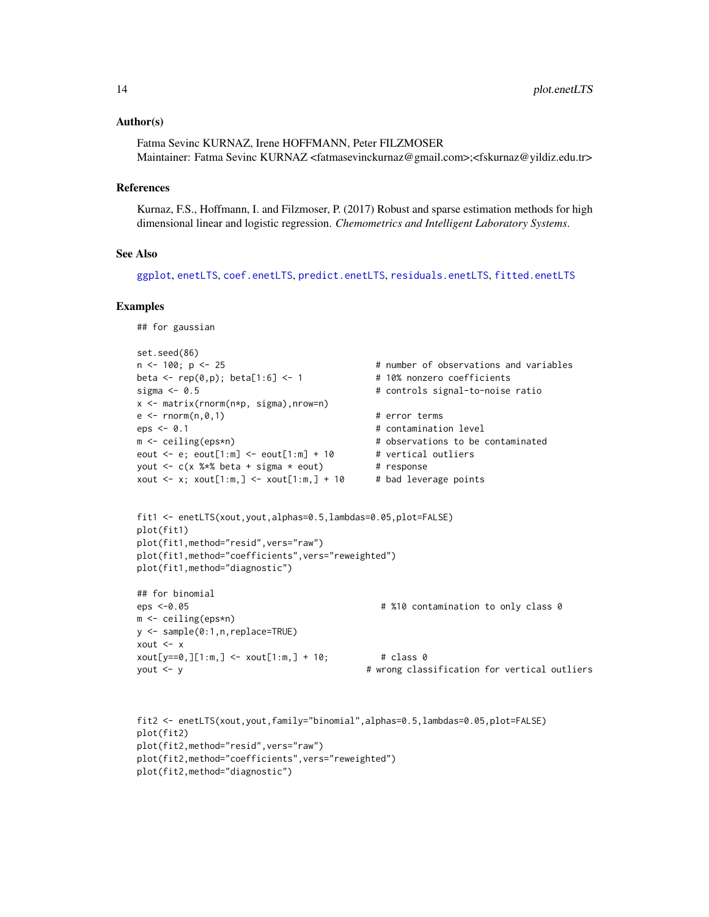## Author(s)

Fatma Sevinc KURNAZ, Irene HOFFMANN, Peter FILZMOSER
Maintainer: Fatma Sevinc KURNAZ <fatmasevinckurnaz@gmail.com>;<fskurnaz@yildiz.edu.tr>

## References

Kurnaz, F.S., Hoffmann, I. and Filzmoser, P. (2017) Robust and sparse estimation methods for high dimensional linear and logistic regression. *Chemometrics and Intelligent Laboratory Systems*.

## See Also

ggplot, enetLTS, coef.enetLTS, predict.enetLTS, residuals.enetLTS, fitted.enetLTS

## Examples

```
## for gaussian

set.seed(86)
n <- 100; p <- 25                            # number of observations and variables
beta <- rep(0,p); beta[1:6] <- 1             # 10% nonzero coefficients
sigma <- 0.5                                 # controls signal-to-noise ratio
x <- matrix(rnorm(n*p, sigma),nrow=n)
e <- rnorm(n,0,1)                            # error terms
eps <- 0.1                                   # contamination level
m <- ceiling(eps*n)                          # observations to be contaminated
eout <- e; eout[1:m] <- eout[1:m] + 10       # vertical outliers
yout <- c(x %*% beta + sigma * eout)         # response
xout <- x; xout[1:m,] <- xout[1:m,] + 10     # bad leverage points


fit1 <- enetLTS(xout,yout,alphas=0.5,lambdas=0.05,plot=FALSE)
plot(fit1)
plot(fit1,method="resid",vers="raw")
plot(fit1,method="coefficients",vers="reweighted")
plot(fit1,method="diagnostic")

## for binomial
eps <-0.05                                    # %10 contamination to only class 0
m <- ceiling(eps*n)
y <- sample(0:1,n,replace=TRUE)
xout <- x
xout[y==0,][1:m,] <- xout[1:m,] + 10;         # class 0
yout <- y                                   # wrong classification for vertical outliers



fit2 <- enetLTS(xout,yout,family="binomial",alphas=0.5,lambdas=0.05,plot=FALSE)
plot(fit2)
plot(fit2,method="resid",vers="raw")
plot(fit2,method="coefficients",vers="reweighted")
plot(fit2,method="diagnostic")
```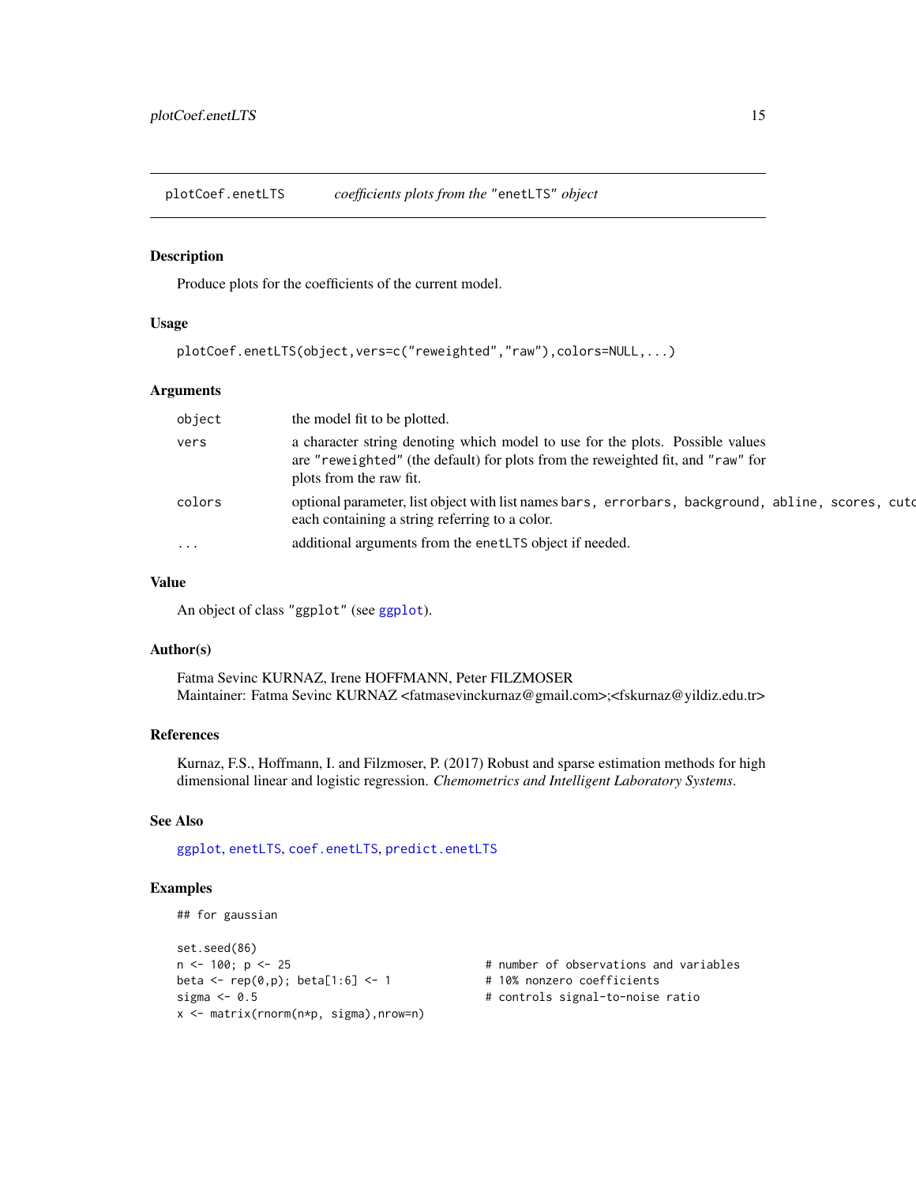plotCoef.enetLTS *coefficients plots from the* "enetLTS" *object*

### Description

Produce plots for the coefficients of the current model.

### Usage

```
plotCoef.enetLTS(object,vers=c("reweighted","raw"),colors=NULL,...)
```

### Arguments

| | |
|---|---|
| `object` | the model fit to be plotted. |
| `vers` | a character string denoting which model to use for the plots. Possible values are "reweighted" (the default) for plots from the reweighted fit, and "raw" for plots from the raw fit. |
| `colors` | optional parameter, list object with list names `bars, errorbars, background, abline, scores, cutc` each containing a string referring to a color. |
| `...` | additional arguments from the `enetLTS` object if needed. |

### Value

An object of class "ggplot" (see `ggplot`).

### Author(s)

Fatma Sevinc KURNAZ, Irene HOFFMANN, Peter FILZMOSER
Maintainer: Fatma Sevinc KURNAZ <fatmasevinckurnaz@gmail.com>;<fskurnaz@yildiz.edu.tr>

### References

Kurnaz, F.S., Hoffmann, I. and Filzmoser, P. (2017) Robust and sparse estimation methods for high dimensional linear and logistic regression. *Chemometrics and Intelligent Laboratory Systems*.

### See Also

`ggplot`, `enetLTS`, `coef.enetLTS`, `predict.enetLTS`

### Examples

```
## for gaussian

set.seed(86)
n <- 100; p <- 25                          # number of observations and variables
beta <- rep(0,p); beta[1:6] <- 1           # 10% nonzero coefficients
sigma <- 0.5                               # controls signal-to-noise ratio
x <- matrix(rnorm(n*p, sigma),nrow=n)
```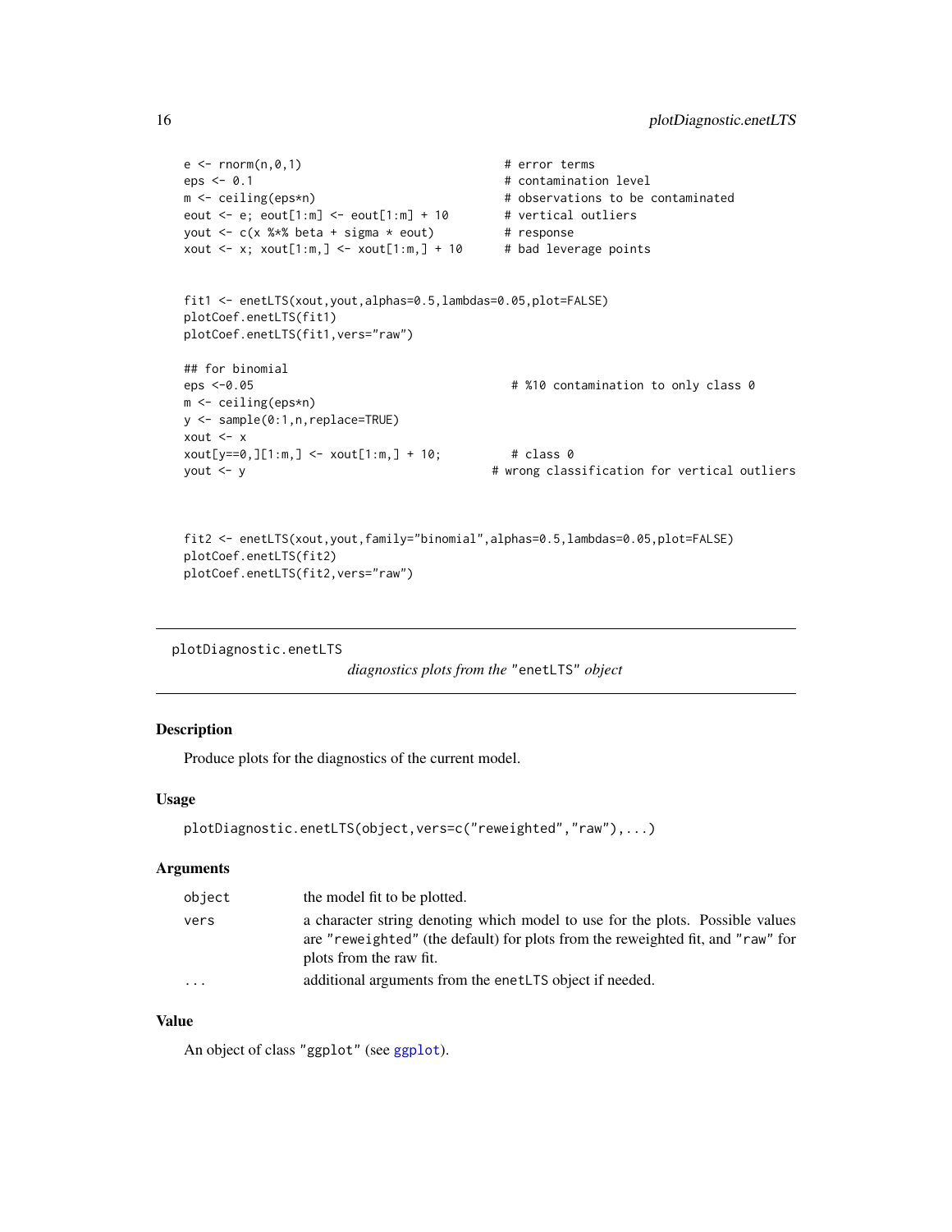```
e <- rnorm(n,0,1)                              # error terms
eps <- 0.1                                     # contamination level
m <- ceiling(eps*n)                            # observations to be contaminated
eout <- e; eout[1:m] <- eout[1:m] + 10         # vertical outliers
yout <- c(x %*% beta + sigma * eout)           # response
xout <- x; xout[1:m,] <- xout[1:m,] + 10       # bad leverage points


fit1 <- enetLTS(xout,yout,alphas=0.5,lambdas=0.05,plot=FALSE)
plotCoef.enetLTS(fit1)
plotCoef.enetLTS(fit1,vers="raw")

## for binomial
eps <-0.05                                      # %10 contamination to only class 0
m <- ceiling(eps*n)
y <- sample(0:1,n,replace=TRUE)
xout <- x
xout[y==0,][1:m,] <- xout[1:m,] + 10;           # class 0
yout <- y                                     # wrong classification for vertical outliers


fit2 <- enetLTS(xout,yout,family="binomial",alphas=0.5,lambdas=0.05,plot=FALSE)
plotCoef.enetLTS(fit2)
plotCoef.enetLTS(fit2,vers="raw")
```

## plotDiagnostic.enetLTS

*diagnostics plots from the* `"enetLTS"` *object*

### Description

Produce plots for the diagnostics of the current model.

### Usage

```
plotDiagnostic.enetLTS(object,vers=c("reweighted","raw"),...)
```

### Arguments

| | |
|---|---|
| `object` | the model fit to be plotted. |
| `vers` | a character string denoting which model to use for the plots. Possible values are `"reweighted"` (the default) for plots from the reweighted fit, and `"raw"` for plots from the raw fit. |
| `...` | additional arguments from the `enetLTS` object if needed. |

### Value

An object of class `"ggplot"` (see `ggplot`).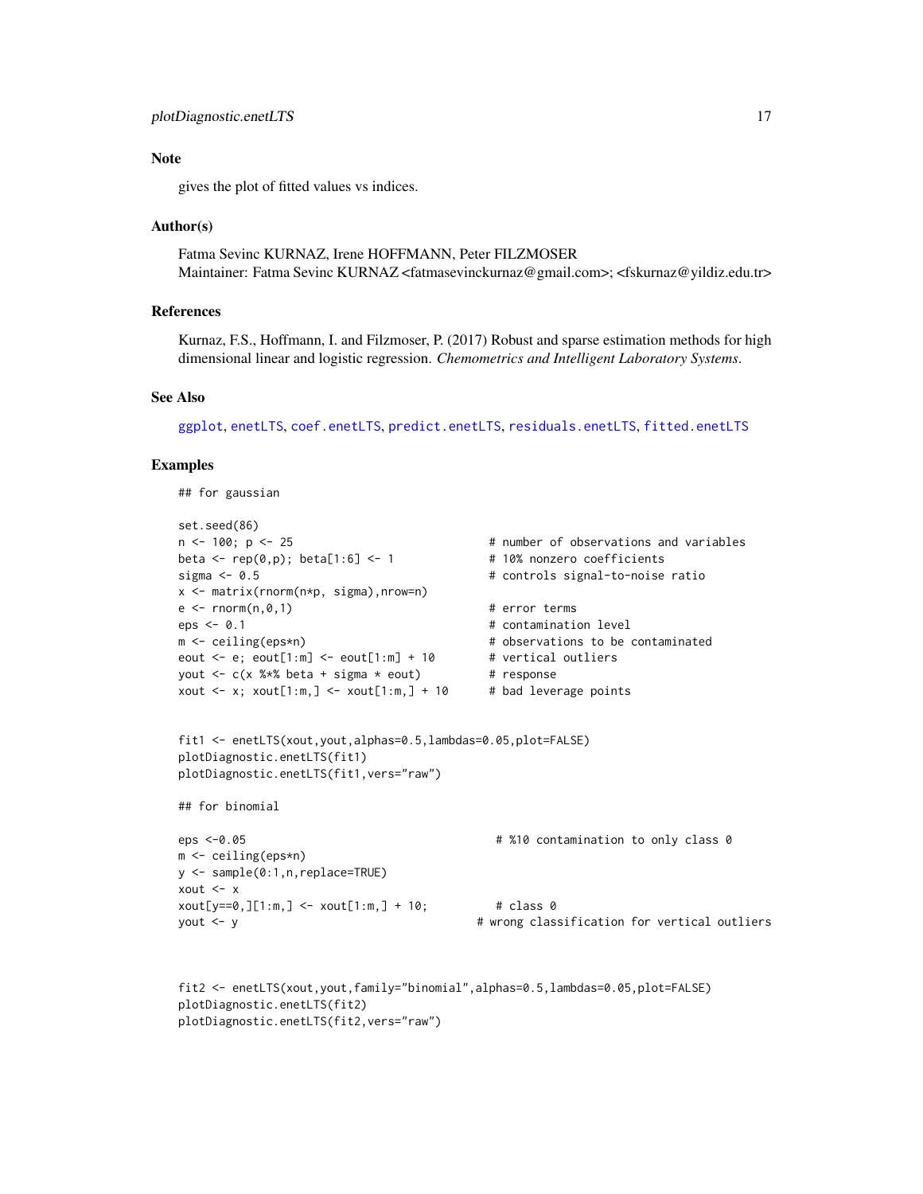## Note

gives the plot of fitted values vs indices.

## Author(s)

Fatma Sevinc KURNAZ, Irene HOFFMANN, Peter FILZMOSER
Maintainer: Fatma Sevinc KURNAZ <fatmasevinckurnaz@gmail.com>; <fskurnaz@yildiz.edu.tr>

## References

Kurnaz, F.S., Hoffmann, I. and Filzmoser, P. (2017) Robust and sparse estimation methods for high dimensional linear and logistic regression. *Chemometrics and Intelligent Laboratory Systems.*

## See Also

ggplot, enetLTS, coef.enetLTS, predict.enetLTS, residuals.enetLTS, fitted.enetLTS

## Examples

```
## for gaussian

set.seed(86)
n <- 100; p <- 25                             # number of observations and variables
beta <- rep(0,p); beta[1:6] <- 1              # 10% nonzero coefficients
sigma <- 0.5                                  # controls signal-to-noise ratio
x <- matrix(rnorm(n*p, sigma),nrow=n)
e <- rnorm(n,0,1)                             # error terms
eps <- 0.1                                    # contamination level
m <- ceiling(eps*n)                           # observations to be contaminated
eout <- e; eout[1:m] <- eout[1:m] + 10        # vertical outliers
yout <- c(x %*% beta + sigma * eout)          # response
xout <- x; xout[1:m,] <- xout[1:m,] + 10      # bad leverage points


fit1 <- enetLTS(xout,yout,alphas=0.5,lambdas=0.05,plot=FALSE)
plotDiagnostic.enetLTS(fit1)
plotDiagnostic.enetLTS(fit1,vers="raw")

## for binomial

eps <-0.05                                     # %10 contamination to only class 0
m <- ceiling(eps*n)
y <- sample(0:1,n,replace=TRUE)
xout <- x
xout[y==0,][1:m,] <- xout[1:m,] + 10;          # class 0
yout <- y                                    # wrong classification for vertical outliers


fit2 <- enetLTS(xout,yout,family="binomial",alphas=0.5,lambdas=0.05,plot=FALSE)
plotDiagnostic.enetLTS(fit2)
plotDiagnostic.enetLTS(fit2,vers="raw")
```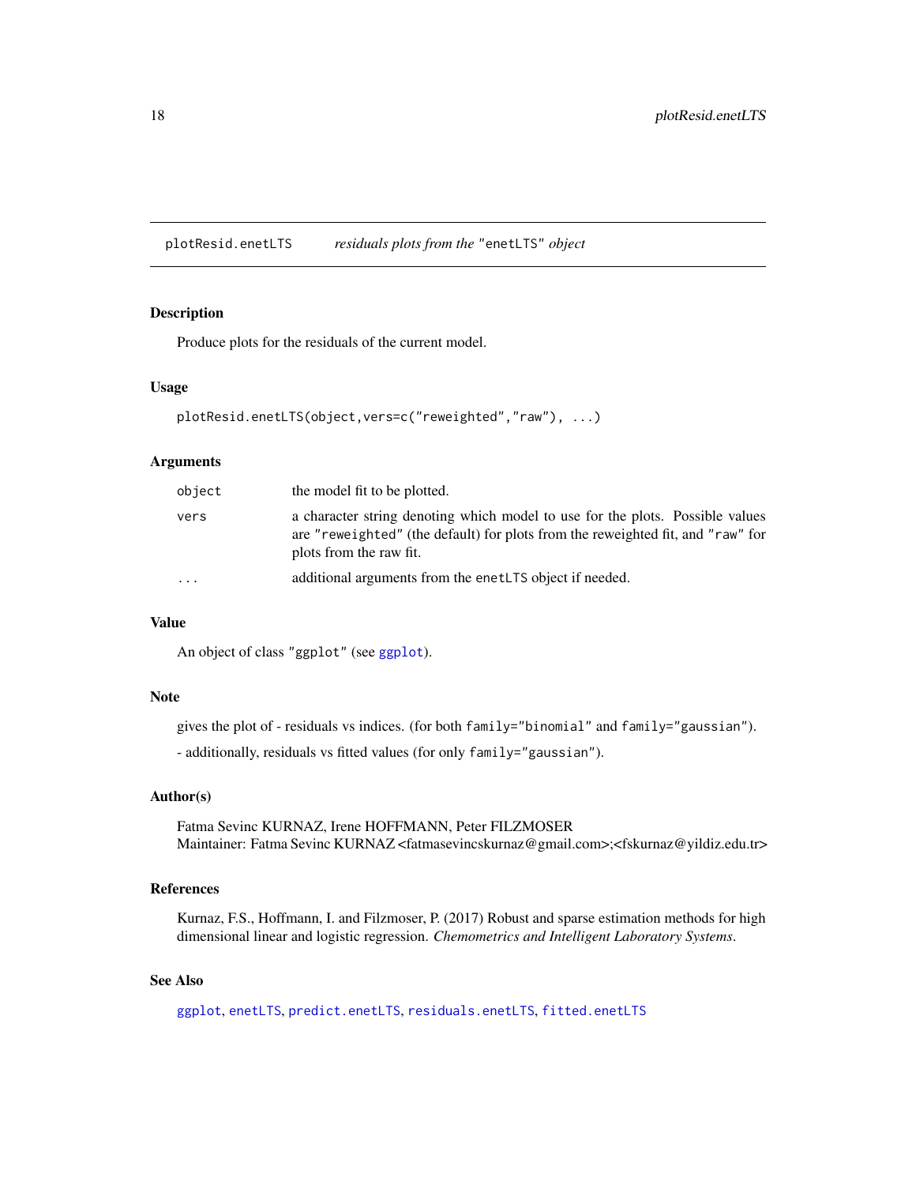## plotResid.enetLTS — *residuals plots from the* "enetLTS" *object*

### Description

Produce plots for the residuals of the current model.

### Usage

```
plotResid.enetLTS(object,vers=c("reweighted","raw"), ...)
```

### Arguments

| | |
|---|---|
| `object` | the model fit to be plotted. |
| `vers` | a character string denoting which model to use for the plots. Possible values are `"reweighted"` (the default) for plots from the reweighted fit, and `"raw"` for plots from the raw fit. |
| `...` | additional arguments from the `enetLTS` object if needed. |

### Value

An object of class `"ggplot"` (see `ggplot`).

### Note

gives the plot of - residuals vs indices. (for both `family="binomial"` and `family="gaussian"`).

- additionally, residuals vs fitted values (for only `family="gaussian"`).

### Author(s)

Fatma Sevinc KURNAZ, Irene HOFFMANN, Peter FILZMOSER
Maintainer: Fatma Sevinc KURNAZ <fatmasevincskurnaz@gmail.com>;<fskurnaz@yildiz.edu.tr>

### References

Kurnaz, F.S., Hoffmann, I. and Filzmoser, P. (2017) Robust and sparse estimation methods for high dimensional linear and logistic regression. *Chemometrics and Intelligent Laboratory Systems*.

### See Also

`ggplot`, `enetLTS`, `predict.enetLTS`, `residuals.enetLTS`, `fitted.enetLTS`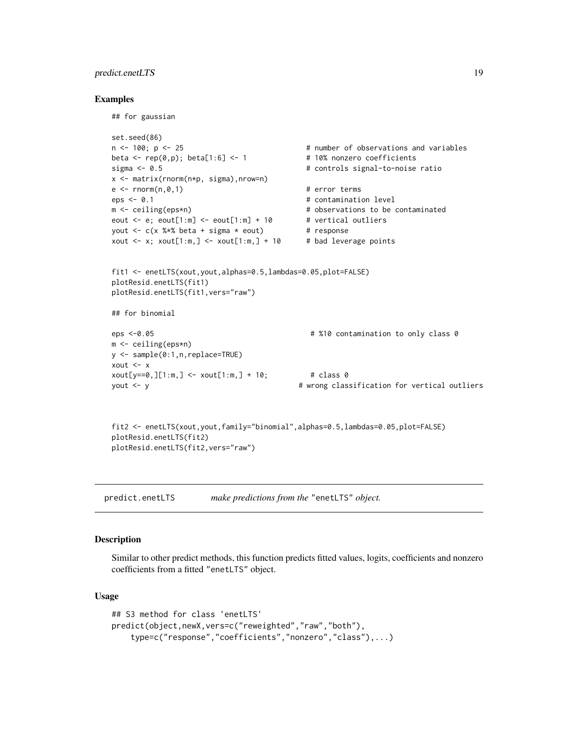### Examples

```
## for gaussian

set.seed(86)
n <- 100; p <- 25                             # number of observations and variables
beta <- rep(0,p); beta[1:6] <- 1              # 10% nonzero coefficients
sigma <- 0.5                                  # controls signal-to-noise ratio
x <- matrix(rnorm(n*p, sigma),nrow=n)
e <- rnorm(n,0,1)                             # error terms
eps <- 0.1                                    # contamination level
m <- ceiling(eps*n)                           # observations to be contaminated
eout <- e; eout[1:m] <- eout[1:m] + 10        # vertical outliers
yout <- c(x %*% beta + sigma * eout)          # response
xout <- x; xout[1:m,] <- xout[1:m,] + 10      # bad leverage points


fit1 <- enetLTS(xout,yout,alphas=0.5,lambdas=0.05,plot=FALSE)
plotResid.enetLTS(fit1)
plotResid.enetLTS(fit1,vers="raw")

## for binomial

eps <-0.05                                     # %10 contamination to only class 0
m <- ceiling(eps*n)
y <- sample(0:1,n,replace=TRUE)
xout <- x
xout[y==0,][1:m,] <- xout[1:m,] + 10;          # class 0
yout <- y                                    # wrong classification for vertical outliers


fit2 <- enetLTS(xout,yout,family="binomial",alphas=0.5,lambdas=0.05,plot=FALSE)
plotResid.enetLTS(fit2)
plotResid.enetLTS(fit2,vers="raw")
```

## predict.enetLTS — *make predictions from the* "enetLTS" *object.*

### Description

Similar to other predict methods, this function predicts fitted values, logits, coefficients and nonzero coefficients from a fitted "enetLTS" object.

### Usage

```
## S3 method for class 'enetLTS'
predict(object,newX,vers=c("reweighted","raw","both"),
    type=c("response","coefficients","nonzero","class"),...)
```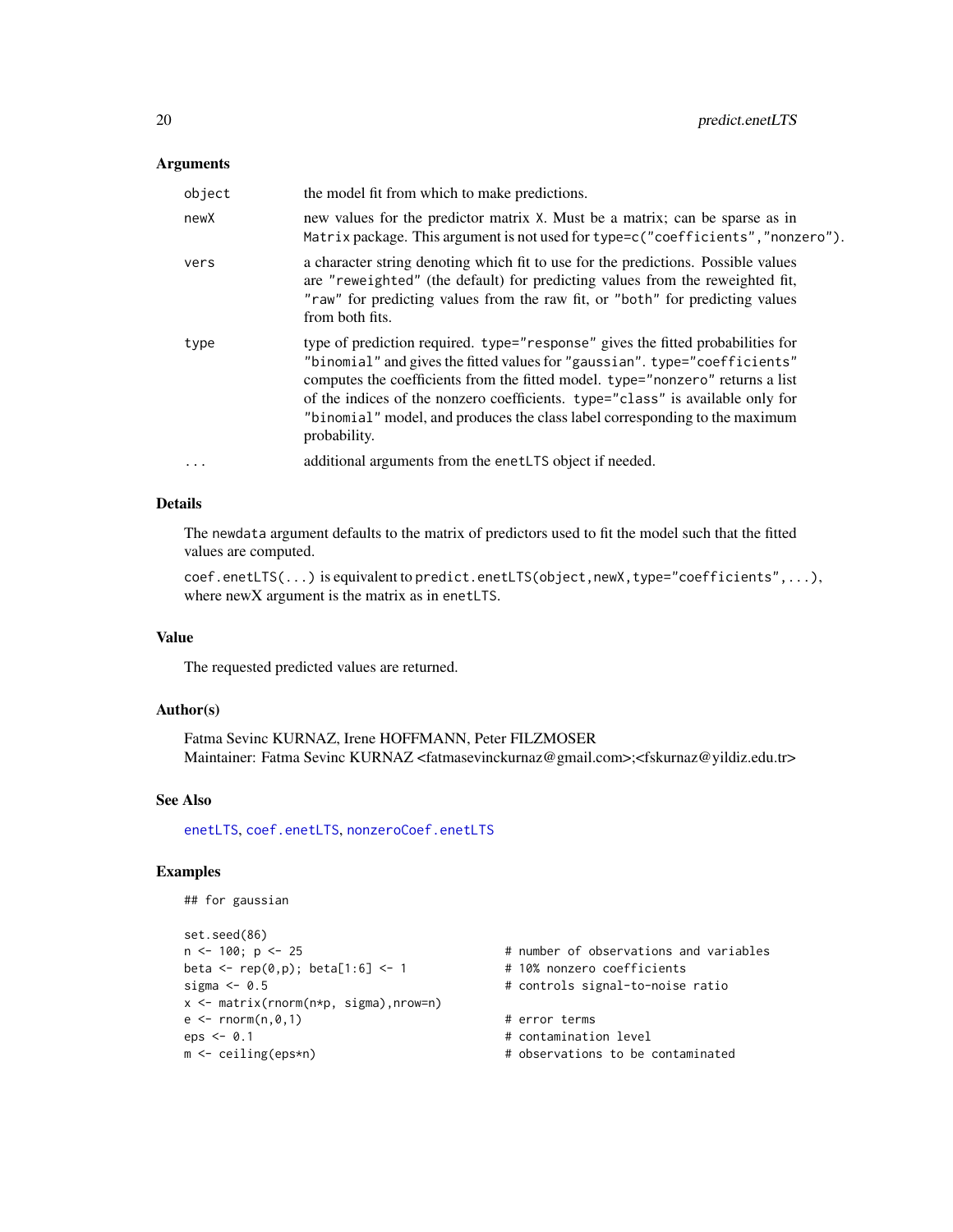### Arguments

| | |
|---|---|
| `object` | the model fit from which to make predictions. |
| `newX` | new values for the predictor matrix `X`. Must be a matrix; can be sparse as in `Matrix` package. This argument is not used for `type=c("coefficients","nonzero")`. |
| `vers` | a character string denoting which fit to use for the predictions. Possible values are `"reweighted"` (the default) for predicting values from the reweighted fit, `"raw"` for predicting values from the raw fit, or `"both"` for predicting values from both fits. |
| `type` | type of prediction required. `type="response"` gives the fitted probabilities for `"binomial"` and gives the fitted values for `"gaussian"`. `type="coefficients"` computes the coefficients from the fitted model. `type="nonzero"` returns a list of the indices of the nonzero coefficients. `type="class"` is available only for `"binomial"` model, and produces the class label corresponding to the maximum probability. |
| `...` | additional arguments from the `enetLTS` object if needed. |

### Details

The `newdata` argument defaults to the matrix of predictors used to fit the model such that the fitted values are computed.

`coef.enetLTS(...)` is equivalent to `predict.enetLTS(object,newX,type="coefficients",...)`, where newX argument is the matrix as in `enetLTS`.

### Value

The requested predicted values are returned.

### Author(s)

Fatma Sevinc KURNAZ, Irene HOFFMANN, Peter FILZMOSER
Maintainer: Fatma Sevinc KURNAZ <fatmasevinckurnaz@gmail.com>;<fskurnaz@yildiz.edu.tr>

### See Also

`enetLTS`, `coef.enetLTS`, `nonzeroCoef.enetLTS`

### Examples

```
## for gaussian

set.seed(86)
n <- 100; p <- 25                              # number of observations and variables
beta <- rep(0,p); beta[1:6] <- 1               # 10% nonzero coefficients
sigma <- 0.5                                   # controls signal-to-noise ratio
x <- matrix(rnorm(n*p, sigma),nrow=n)
e <- rnorm(n,0,1)                              # error terms
eps <- 0.1                                     # contamination level
m <- ceiling(eps*n)                            # observations to be contaminated
```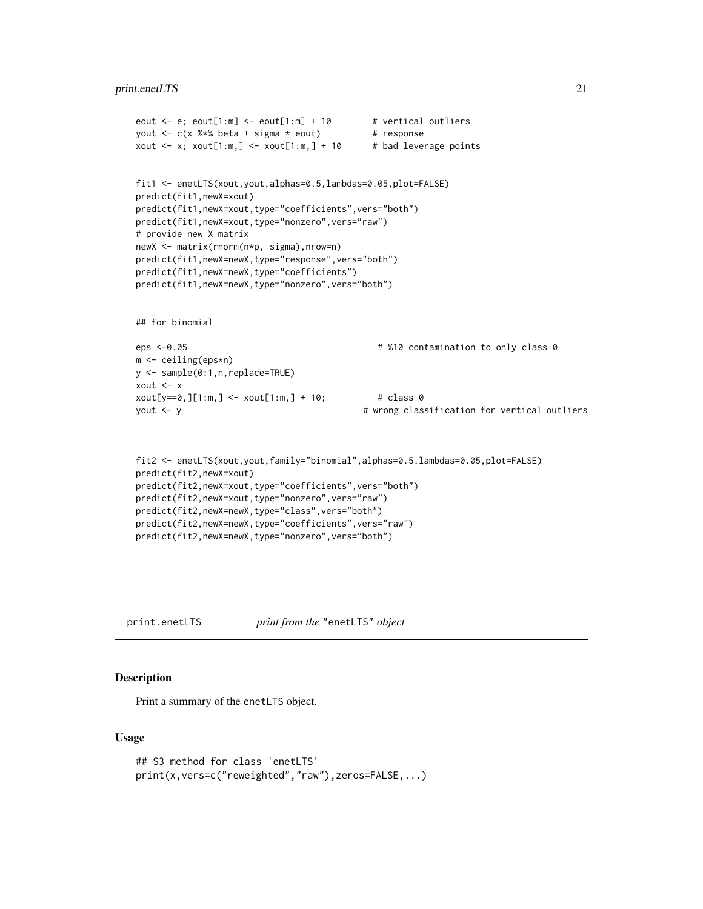```
eout <- e; eout[1:m] <- eout[1:m] + 10        # vertical outliers
yout <- c(x %*% beta + sigma * eout)          # response
xout <- x; xout[1:m,] <- xout[1:m,] + 10      # bad leverage points


fit1 <- enetLTS(xout,yout,alphas=0.5,lambdas=0.05,plot=FALSE)
predict(fit1,newX=xout)
predict(fit1,newX=xout,type="coefficients",vers="both")
predict(fit1,newX=xout,type="nonzero",vers="raw")
# provide new X matrix
newX <- matrix(rnorm(n*p, sigma),nrow=n)
predict(fit1,newX=newX,type="response",vers="both")
predict(fit1,newX=newX,type="coefficients")
predict(fit1,newX=newX,type="nonzero",vers="both")


## for binomial

eps <-0.05                                     # %10 contamination to only class 0
m <- ceiling(eps*n)
y <- sample(0:1,n,replace=TRUE)
xout <- x
xout[y==0,][1:m,] <- xout[1:m,] + 10;          # class 0
yout <- y                                    # wrong classification for vertical outliers


fit2 <- enetLTS(xout,yout,family="binomial",alphas=0.5,lambdas=0.05,plot=FALSE)
predict(fit2,newX=xout)
predict(fit2,newX=xout,type="coefficients",vers="both")
predict(fit2,newX=xout,type="nonzero",vers="raw")
predict(fit2,newX=newX,type="class",vers="both")
predict(fit2,newX=newX,type="coefficients",vers="raw")
predict(fit2,newX=newX,type="nonzero",vers="both")
```

---

# print.enetLTS — *print from the "enetLTS" object*

## Description

Print a summary of the enetLTS object.

## Usage

```
## S3 method for class 'enetLTS'
print(x,vers=c("reweighted","raw"),zeros=FALSE,...)
```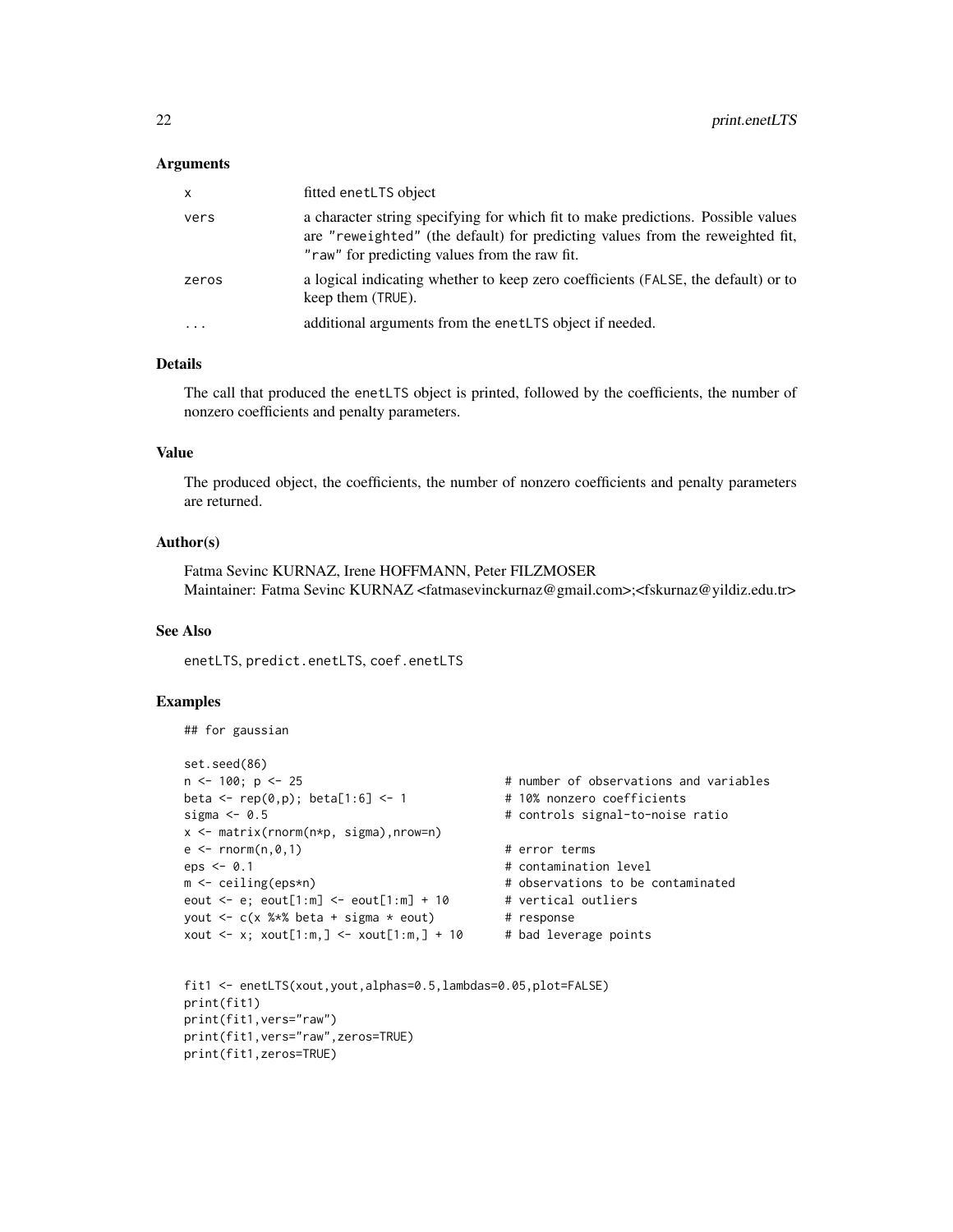## Arguments

| | |
|---|---|
| x | fitted enetLTS object |
| vers | a character string specifying for which fit to make predictions. Possible values are "reweighted" (the default) for predicting values from the reweighted fit, "raw" for predicting values from the raw fit. |
| zeros | a logical indicating whether to keep zero coefficients (FALSE, the default) or to keep them (TRUE). |
| ... | additional arguments from the enetLTS object if needed. |

## Details

The call that produced the enetLTS object is printed, followed by the coefficients, the number of nonzero coefficients and penalty parameters.

## Value

The produced object, the coefficients, the number of nonzero coefficients and penalty parameters are returned.

## Author(s)

Fatma Sevinc KURNAZ, Irene HOFFMANN, Peter FILZMOSER
Maintainer: Fatma Sevinc KURNAZ <fatmasevinckurnaz@gmail.com>;<fskurnaz@yildiz.edu.tr>

## See Also

enetLTS, predict.enetLTS, coef.enetLTS

## Examples

```
## for gaussian

set.seed(86)
n <- 100; p <- 25                             # number of observations and variables
beta <- rep(0,p); beta[1:6] <- 1              # 10% nonzero coefficients
sigma <- 0.5                                  # controls signal-to-noise ratio
x <- matrix(rnorm(n*p, sigma),nrow=n)
e <- rnorm(n,0,1)                             # error terms
eps <- 0.1                                    # contamination level
m <- ceiling(eps*n)                           # observations to be contaminated
eout <- e; eout[1:m] <- eout[1:m] + 10        # vertical outliers
yout <- c(x %*% beta + sigma * eout)          # response
xout <- x; xout[1:m,] <- xout[1:m,] + 10      # bad leverage points


fit1 <- enetLTS(xout,yout,alphas=0.5,lambdas=0.05,plot=FALSE)
print(fit1)
print(fit1,vers="raw")
print(fit1,vers="raw",zeros=TRUE)
print(fit1,zeros=TRUE)
```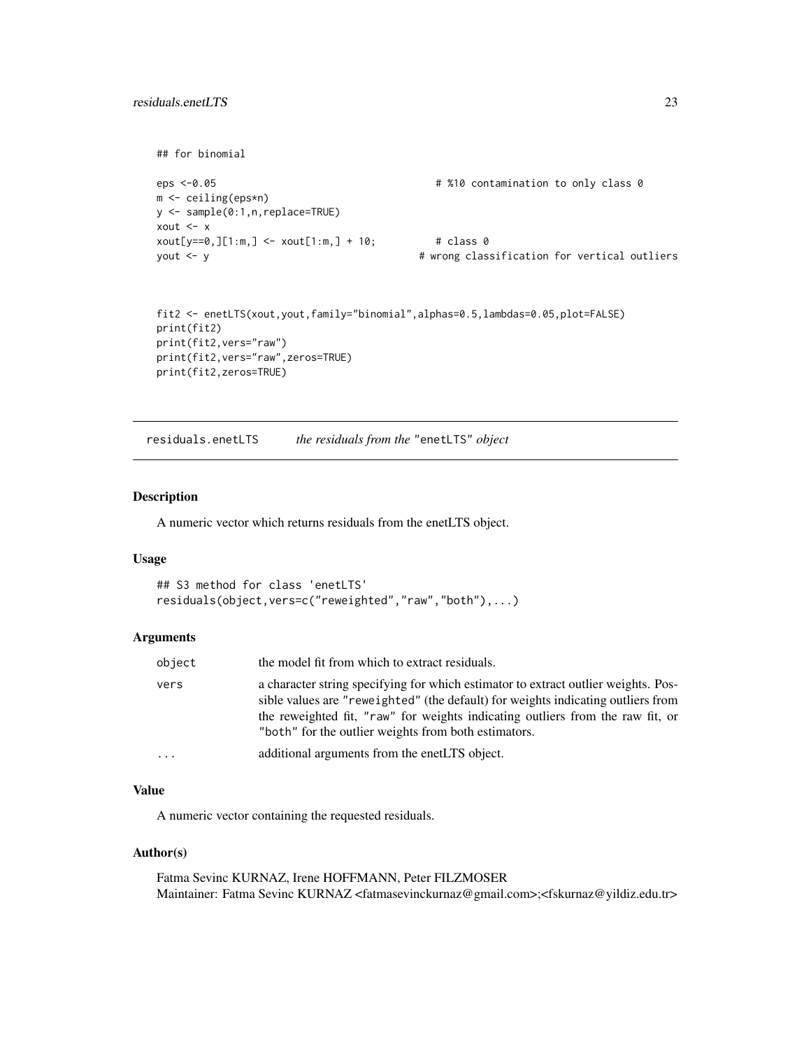```
## for binomial

eps <-0.05                                    # %10 contamination to only class 0
m <- ceiling(eps*n)
y <- sample(0:1,n,replace=TRUE)
xout <- x
xout[y==0,][1:m,] <- xout[1:m,] + 10;          # class 0
yout <- y                                    # wrong classification for vertical outliers


fit2 <- enetLTS(xout,yout,family="binomial",alphas=0.5,lambdas=0.05,plot=FALSE)
print(fit2)
print(fit2,vers="raw")
print(fit2,vers="raw",zeros=TRUE)
print(fit2,zeros=TRUE)
```

## residuals.enetLTS — *the residuals from the* "enetLTS" *object*

### Description

A numeric vector which returns residuals from the enetLTS object.

### Usage

```
## S3 method for class 'enetLTS'
residuals(object,vers=c("reweighted","raw","both"),...)
```

### Arguments

| | |
|---|---|
| object | the model fit from which to extract residuals. |
| vers | a character string specifying for which estimator to extract outlier weights. Possible values are "reweighted" (the default) for weights indicating outliers from the reweighted fit, "raw" for weights indicating outliers from the raw fit, or "both" for the outlier weights from both estimators. |
| ... | additional arguments from the enetLTS object. |

### Value

A numeric vector containing the requested residuals.

### Author(s)

Fatma Sevinc KURNAZ, Irene HOFFMANN, Peter FILZMOSER
Maintainer: Fatma Sevinc KURNAZ <fatmasevinckurnaz@gmail.com>;<fskurnaz@yildiz.edu.tr>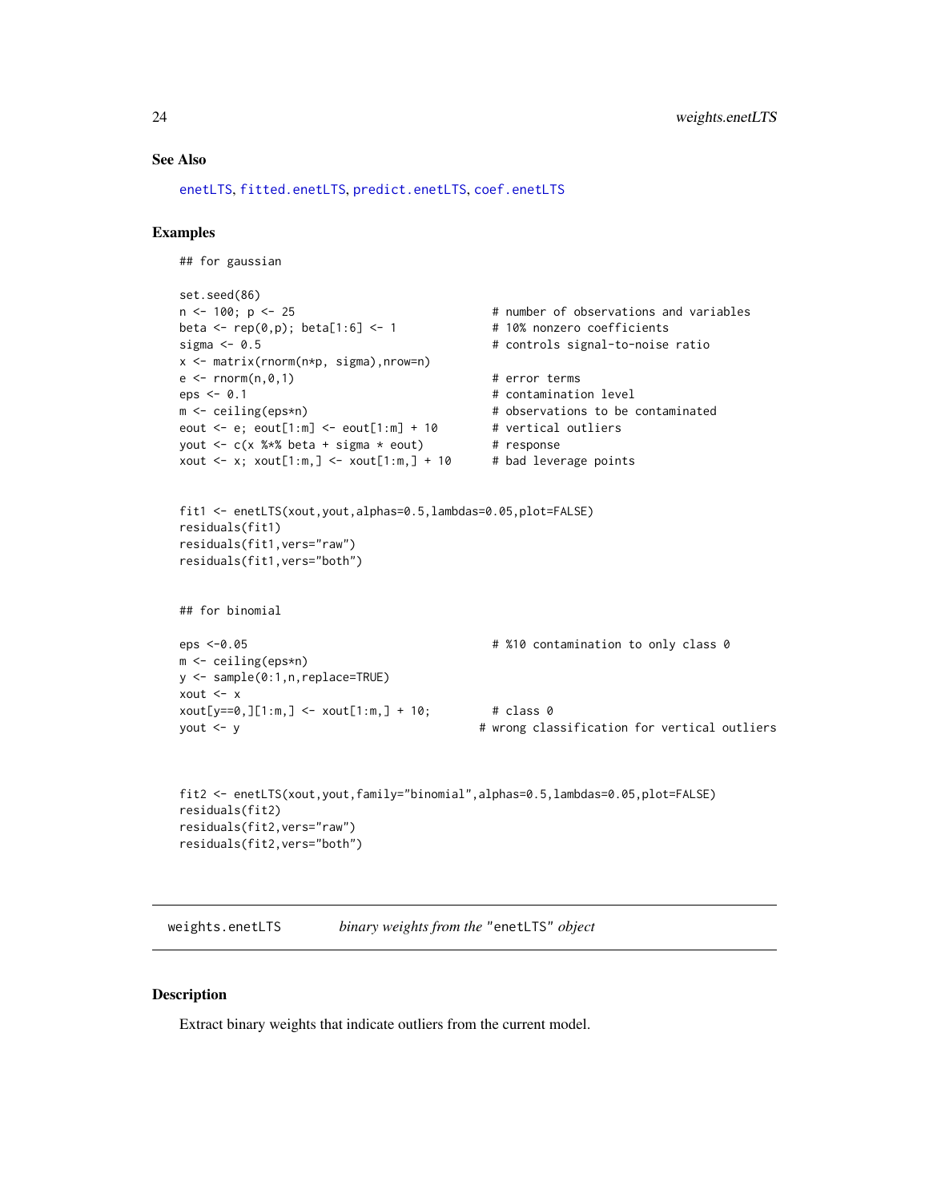### See Also

enetLTS, fitted.enetLTS, predict.enetLTS, coef.enetLTS

### Examples

```
## for gaussian

set.seed(86)
n <- 100; p <- 25                             # number of observations and variables
beta <- rep(0,p); beta[1:6] <- 1              # 10% nonzero coefficients
sigma <- 0.5                                  # controls signal-to-noise ratio
x <- matrix(rnorm(n*p, sigma),nrow=n)
e <- rnorm(n,0,1)                             # error terms
eps <- 0.1                                    # contamination level
m <- ceiling(eps*n)                           # observations to be contaminated
eout <- e; eout[1:m] <- eout[1:m] + 10        # vertical outliers
yout <- c(x %*% beta + sigma * eout)          # response
xout <- x; xout[1:m,] <- xout[1:m,] + 10      # bad leverage points


fit1 <- enetLTS(xout,yout,alphas=0.5,lambdas=0.05,plot=FALSE)
residuals(fit1)
residuals(fit1,vers="raw")
residuals(fit1,vers="both")


## for binomial

eps <-0.05                                    # %10 contamination to only class 0
m <- ceiling(eps*n)
y <- sample(0:1,n,replace=TRUE)
xout <- x
xout[y==0,][1:m,] <- xout[1:m,] + 10;         # class 0
yout <- y                                   # wrong classification for vertical outliers


fit2 <- enetLTS(xout,yout,family="binomial",alphas=0.5,lambdas=0.05,plot=FALSE)
residuals(fit2)
residuals(fit2,vers="raw")
residuals(fit2,vers="both")
```

---

## weights.enetLTS — *binary weights from the* "enetLTS" *object*

---

### Description

Extract binary weights that indicate outliers from the current model.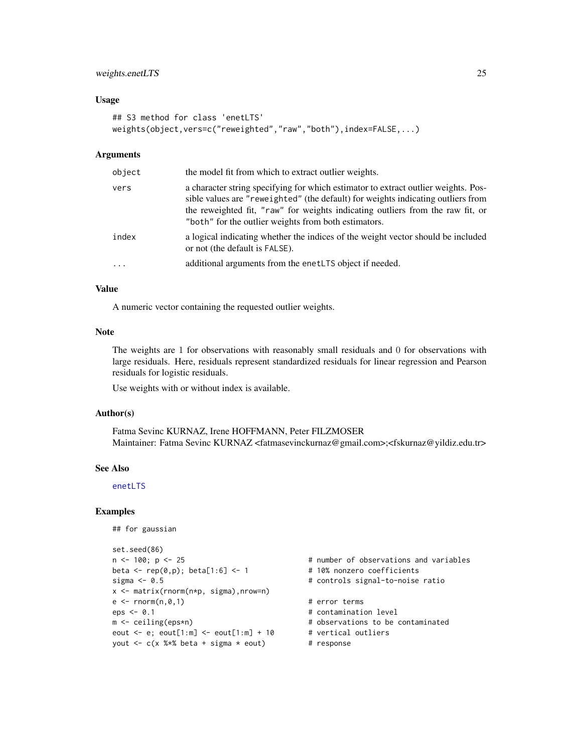## Usage

```
## S3 method for class 'enetLTS'
weights(object,vers=c("reweighted","raw","both"),index=FALSE,...)
```

## Arguments

| | |
|---|---|
| object | the model fit from which to extract outlier weights. |
| vers | a character string specifying for which estimator to extract outlier weights. Possible values are "reweighted" (the default) for weights indicating outliers from the reweighted fit, "raw" for weights indicating outliers from the raw fit, or "both" for the outlier weights from both estimators. |
| index | a logical indicating whether the indices of the weight vector should be included or not (the default is FALSE). |
| ... | additional arguments from the enetLTS object if needed. |

## Value

A numeric vector containing the requested outlier weights.

## Note

The weights are 1 for observations with reasonably small residuals and 0 for observations with large residuals. Here, residuals represent standardized residuals for linear regression and Pearson residuals for logistic residuals.

Use weights with or without index is available.

## Author(s)

Fatma Sevinc KURNAZ, Irene HOFFMANN, Peter FILZMOSER
Maintainer: Fatma Sevinc KURNAZ <fatmasevinckurnaz@gmail.com>;<fskurnaz@yildiz.edu.tr>

## See Also

enetLTS

## Examples

```
## for gaussian

set.seed(86)
n <- 100; p <- 25                             # number of observations and variables
beta <- rep(0,p); beta[1:6] <- 1              # 10% nonzero coefficients
sigma <- 0.5                                  # controls signal-to-noise ratio
x <- matrix(rnorm(n*p, sigma),nrow=n)
e <- rnorm(n,0,1)                             # error terms
eps <- 0.1                                    # contamination level
m <- ceiling(eps*n)                           # observations to be contaminated
eout <- e; eout[1:m] <- eout[1:m] + 10        # vertical outliers
yout <- c(x %*% beta + sigma * eout)          # response
```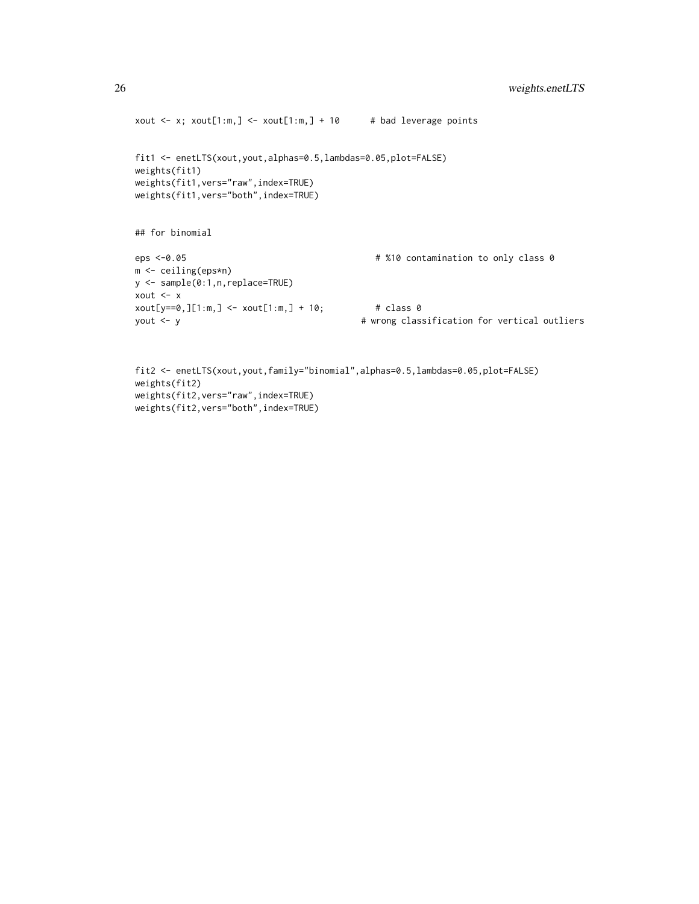```
xout <- x; xout[1:m,] <- xout[1:m,] + 10      # bad leverage points


fit1 <- enetLTS(xout,yout,alphas=0.5,lambdas=0.05,plot=FALSE)
weights(fit1)
weights(fit1,vers="raw",index=TRUE)
weights(fit1,vers="both",index=TRUE)


## for binomial

eps <-0.05                                     # %10 contamination to only class 0
m <- ceiling(eps*n)
y <- sample(0:1,n,replace=TRUE)
xout <- x
xout[y==0,][1:m,] <- xout[1:m,] + 10;          # class 0
yout <- y                                    # wrong classification for vertical outliers


fit2 <- enetLTS(xout,yout,family="binomial",alphas=0.5,lambdas=0.05,plot=FALSE)
weights(fit2)
weights(fit2,vers="raw",index=TRUE)
weights(fit2,vers="both",index=TRUE)
```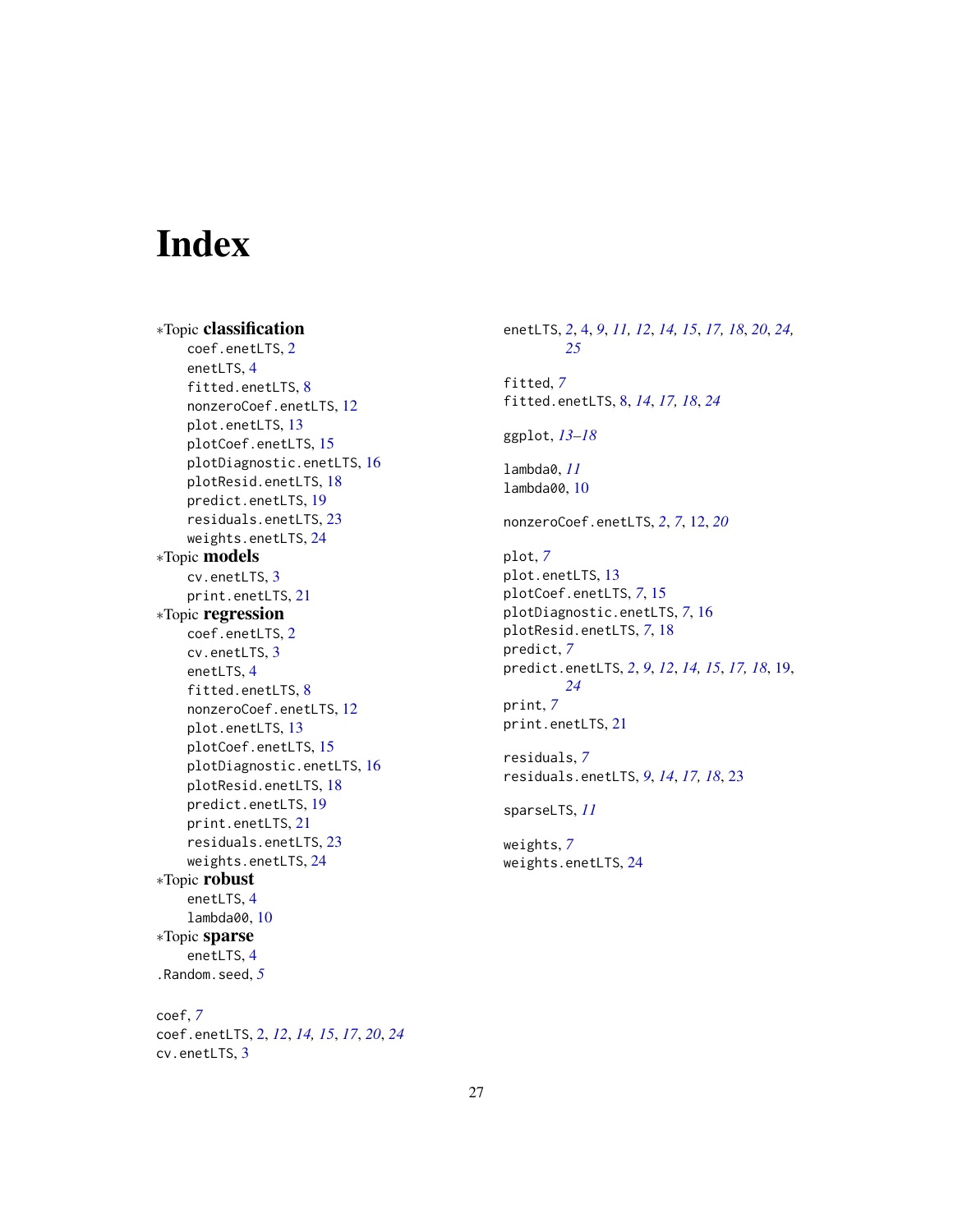# Index

*Topic **classification**
- coef.enetLTS, 2
- enetLTS, 4
- fitted.enetLTS, 8
- nonzeroCoef.enetLTS, 12
- plot.enetLTS, 13
- plotCoef.enetLTS, 15
- plotDiagnostic.enetLTS, 16
- plotResid.enetLTS, 18
- predict.enetLTS, 19
- residuals.enetLTS, 23
- weights.enetLTS, 24

*Topic **models**
- cv.enetLTS, 3
- print.enetLTS, 21

*Topic **regression**
- coef.enetLTS, 2
- cv.enetLTS, 3
- enetLTS, 4
- fitted.enetLTS, 8
- nonzeroCoef.enetLTS, 12
- plot.enetLTS, 13
- plotCoef.enetLTS, 15
- plotDiagnostic.enetLTS, 16
- plotResid.enetLTS, 18
- predict.enetLTS, 19
- print.enetLTS, 21
- residuals.enetLTS, 23
- weights.enetLTS, 24

*Topic **robust**
- enetLTS, 4
- lambda00, 10

*Topic **sparse**
- enetLTS, 4

.Random.seed, *5*

coef, *7*
coef.enetLTS, 2, *12*, *14, 15*, *17*, *20*, *24*
cv.enetLTS, 3

enetLTS, *2*, 4, *9*, *11, 12*, *14, 15*, *17, 18*, *20*, *24, 25*

fitted, *7*
fitted.enetLTS, 8, *14*, *17, 18*, *24*

ggplot, *13–18*

lambda0, *11*
lambda00, 10

nonzeroCoef.enetLTS, *2*, *7*, 12, *20*

plot, *7*
plot.enetLTS, 13
plotCoef.enetLTS, *7*, 15
plotDiagnostic.enetLTS, *7*, 16
plotResid.enetLTS, *7*, 18
predict, *7*
predict.enetLTS, *2*, *9*, *12*, *14, 15*, *17, 18*, 19, *24*
print, *7*
print.enetLTS, 21

residuals, *7*
residuals.enetLTS, *9*, *14*, *17, 18*, 23

sparseLTS, *11*

weights, *7*
weights.enetLTS, 24